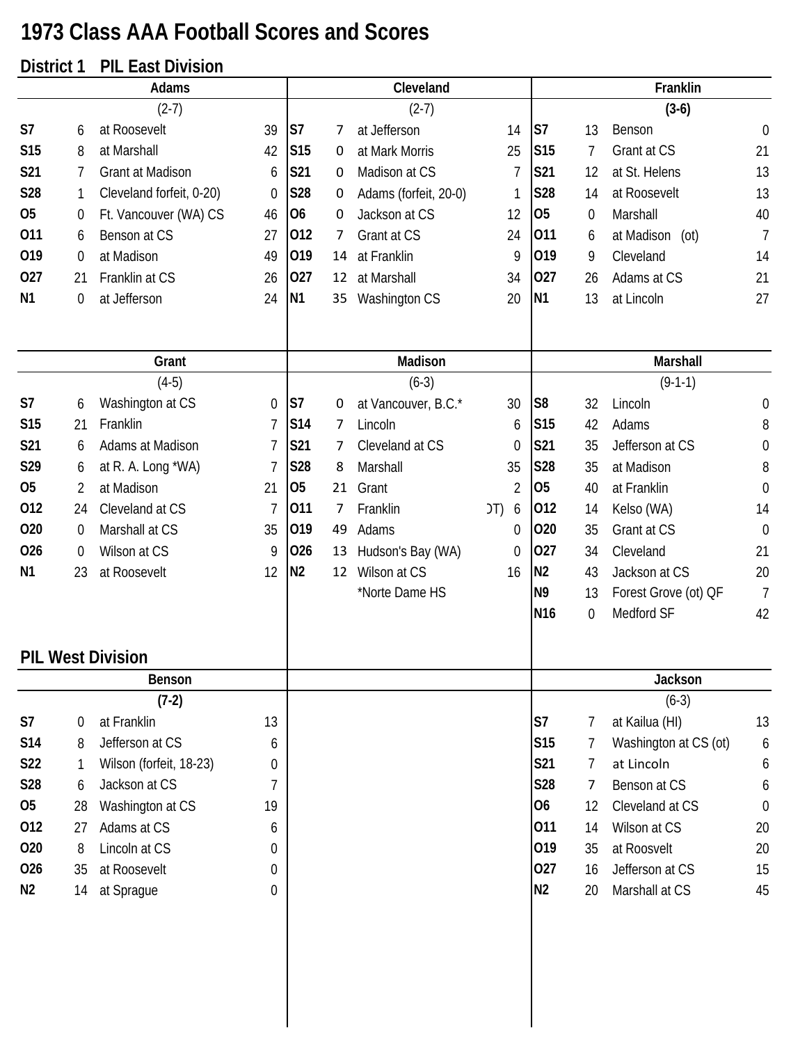# 1973 Class AAA Football Scores and Scores

## District 1 PIL East Division

### Adams

(2-7)

| | | | |
|---|---|---|---|
| S7 | 6 | at Roosevelt | 39 |
| S15 | 8 | at Marshall | 42 |
| S21 | 7 | Grant at Madison | 6 |
| S28 | 1 | Cleveland forfeit, 0-20) | 0 |
| O5 | 0 | Ft. Vancouver (WA) CS | 46 |
| O11 | 6 | Benson at CS | 27 |
| O19 | 0 | at Madison | 49 |
| O27 | 21 | Franklin at CS | 26 |
| N1 | 0 | at Jefferson | 24 |

### Cleveland

(2-7)

| | | | |
|---|---|---|---|
| S7 | 7 | at Jefferson | 14 |
| S15 | 0 | at Mark Morris | 25 |
| S21 | 0 | Madison at CS | 7 |
| S28 | 0 | Adams (forfeit, 20-0) | 1 |
| O6 | 0 | Jackson at CS | 12 |
| O12 | 7 | Grant at CS | 24 |
| O19 | 14 | at Franklin | 9 |
| O27 | 12 | at Marshall | 34 |
| N1 | 35 | Washington CS | 20 |

### Franklin

**(3-6)**

| | | | |
|---|---|---|---|
| S7 | 13 | Benson | 0 |
| S15 | 7 | Grant at CS | 21 |
| S21 | 12 | at St. Helens | 13 |
| S28 | 14 | at Roosevelt | 13 |
| O5 | 0 | Marshall | 40 |
| O11 | 6 | at Madison (ot) | 7 |
| O19 | 9 | Cleveland | 14 |
| O27 | 26 | Adams at CS | 21 |
| N1 | 13 | at Lincoln | 27 |

### Grant

(4-5)

| | | | |
|---|---|---|---|
| S7 | 6 | Washington at CS | 0 |
| S15 | 21 | Franklin | 7 |
| S21 | 6 | Adams at Madison | 7 |
| S29 | 6 | at R. A. Long *WA) | 7 |
| O5 | 2 | at Madison | 21 |
| O12 | 24 | Cleveland at CS | 7 |
| O20 | 0 | Marshall at CS | 35 |
| O26 | 0 | Wilson at CS | 9 |
| N1 | 23 | at Roosevelt | 12 |

### Madison

(6-3)

| | | | |
|---|---|---|---|
| S7 | 0 | at Vancouver, B.C.* | 30 |
| S14 | 7 | Lincoln | 6 |
| S21 | 7 | Cleveland at CS | 0 |
| S28 | 8 | Marshall | 35 |
| O5 | 21 | Grant | 2 |
| O11 | 7 | Franklin (OT) | 6 |
| O19 | 49 | Adams | 0 |
| O26 | 13 | Hudson's Bay (WA) | 0 |
| N2 | 12 | Wilson at CS | 16 |

*Norte Dame HS

### Marshall

(9-1-1)

| | | | |
|---|---|---|---|
| S8 | 32 | Lincoln | 0 |
| S15 | 42 | Adams | 8 |
| S21 | 35 | Jefferson at CS | 0 |
| S28 | 35 | at Madison | 8 |
| O5 | 40 | at Franklin | 0 |
| O12 | 14 | Kelso (WA) | 14 |
| O20 | 35 | Grant at CS | 0 |
| O27 | 34 | Cleveland | 21 |
| N2 | 43 | Jackson at CS | 20 |
| N9 | 13 | Forest Grove (ot) QF | 7 |
| N16 | 0 | Medford SF | 42 |

## PIL West Division

### Benson

**(7-2)**

| | | | |
|---|---|---|---|
| S7 | 0 | at Franklin | 13 |
| S14 | 8 | Jefferson at CS | 6 |
| S22 | 1 | Wilson (forfeit, 18-23) | 0 |
| S28 | 6 | Jackson at CS | 7 |
| O5 | 28 | Washington at CS | 19 |
| O12 | 27 | Adams at CS | 6 |
| O20 | 8 | Lincoln at CS | 0 |
| O26 | 35 | at Roosevelt | 0 |
| N2 | 14 | at Sprague | 0 |

### Jackson

(6-3)

| | | | |
|---|---|---|---|
| S7 | 7 | at Kailua (HI) | 13 |
| S15 | 7 | Washington at CS (ot) | 6 |
| S21 | 7 | at Lincoln | 6 |
| S28 | 7 | Benson at CS | 6 |
| O6 | 12 | Cleveland at CS | 0 |
| O11 | 14 | Wilson at CS | 20 |
| O19 | 35 | at Roosvelt | 20 |
| O27 | 16 | Jefferson at CS | 15 |
| N2 | 20 | Marshall at CS | 45 |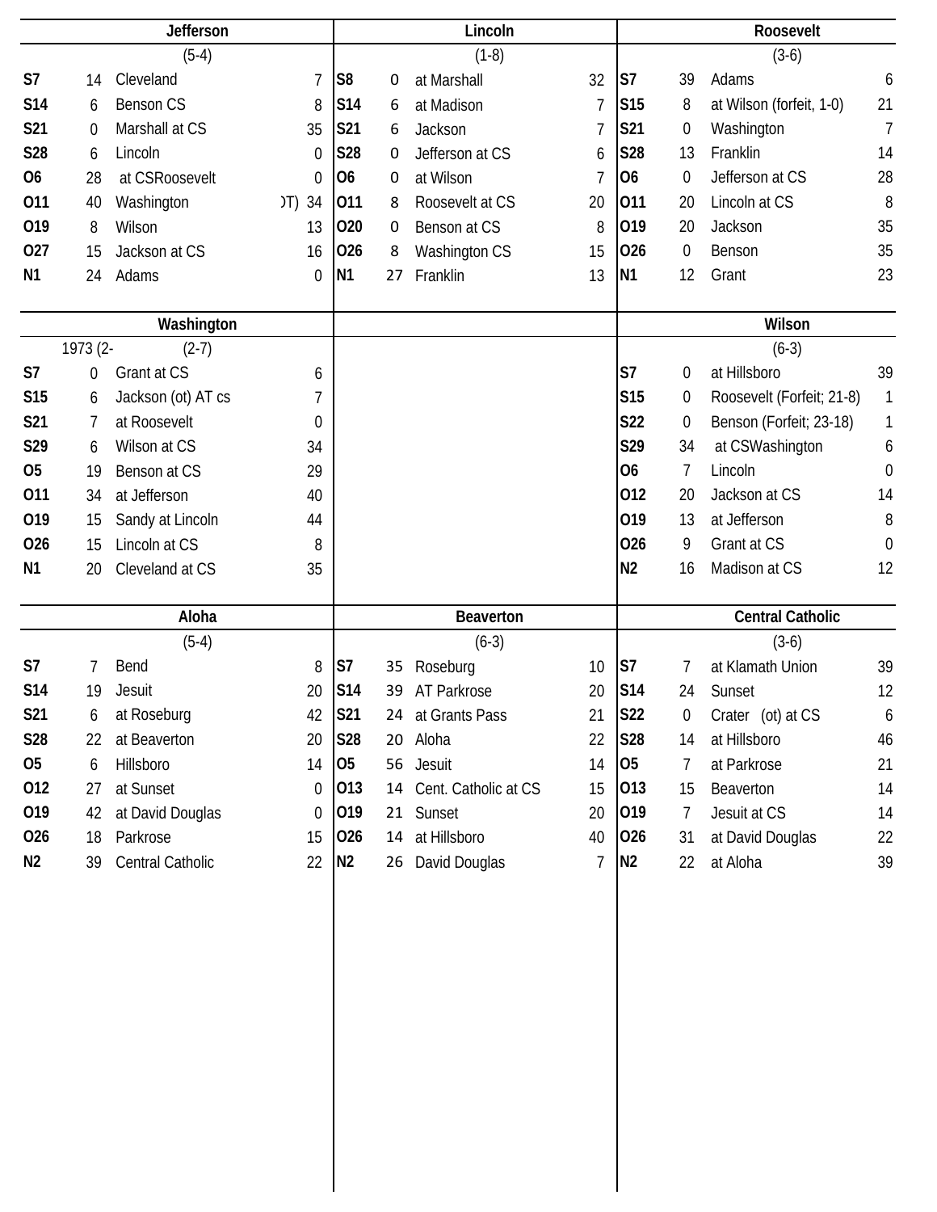## Jefferson

(5-4)

| Date | Score | Opponent | Opp |
|---|---|---|---|
| S7 | 14 | Cleveland | 7 |
| S14 | 6 | Benson CS | 8 |
| S21 | 0 | Marshall at CS | 35 |
| S28 | 6 | Lincoln | 0 |
| O6 | 28 | at CSRoosevelt | 0 |
| O11 | 40 | Washington (OT) | 34 |
| O19 | 8 | Wilson | 13 |
| O27 | 15 | Jackson at CS | 16 |
| N1 | 24 | Adams | 0 |

## Lincoln

(1-8)

| Date | Score | Opponent | Opp |
|---|---|---|---|
| S8 | 0 | at Marshall | 32 |
| S14 | 6 | at Madison | 7 |
| S21 | 6 | Jackson | 7 |
| S28 | 0 | Jefferson at CS | 6 |
| O6 | 0 | at Wilson | 7 |
| O11 | 8 | Roosevelt at CS | 20 |
| O20 | 0 | Benson at CS | 8 |
| O26 | 8 | Washington CS | 15 |
| N1 | 27 | Franklin | 13 |

## Roosevelt

(3-6)

| Date | Score | Opponent | Opp |
|---|---|---|---|
| S7 | 39 | Adams | 6 |
| S15 | 8 | at Wilson (forfeit, 1-0) | 21 |
| S21 | 0 | Washington | 7 |
| S28 | 13 | Franklin | 14 |
| O6 | 0 | Jefferson at CS | 28 |
| O11 | 20 | Lincoln at CS | 8 |
| O19 | 20 | Jackson | 35 |
| O26 | 0 | Benson | 35 |
| N1 | 12 | Grant | 23 |

## Washington

1973 (2- (2-7)

| Date | Score | Opponent | Opp |
|---|---|---|---|
| S7 | 0 | Grant at CS | 6 |
| S15 | 6 | Jackson (ot) AT cs | 7 |
| S21 | 7 | at Roosevelt | 0 |
| S29 | 6 | Wilson at CS | 34 |
| O5 | 19 | Benson at CS | 29 |
| O11 | 34 | at Jefferson | 40 |
| O19 | 15 | Sandy at Lincoln | 44 |
| O26 | 15 | Lincoln at CS | 8 |
| N1 | 20 | Cleveland at CS | 35 |

## Wilson

(6-3)

| Date | Score | Opponent | Opp |
|---|---|---|---|
| S7 | 0 | at Hillsboro | 39 |
| S15 | 0 | Roosevelt (Forfeit; 21-8) | 1 |
| S22 | 0 | Benson (Forfeit; 23-18) | 1 |
| S29 | 34 | at CSWashington | 6 |
| O6 | 7 | Lincoln | 0 |
| O12 | 20 | Jackson at CS | 14 |
| O19 | 13 | at Jefferson | 8 |
| O26 | 9 | Grant at CS | 0 |
| N2 | 16 | Madison at CS | 12 |

## Aloha

(5-4)

| Date | Score | Opponent | Opp |
|---|---|---|---|
| S7 | 7 | Bend | 8 |
| S14 | 19 | Jesuit | 20 |
| S21 | 6 | at Roseburg | 42 |
| S28 | 22 | at Beaverton | 20 |
| O5 | 6 | Hillsboro | 14 |
| O12 | 27 | at Sunset | 0 |
| O19 | 42 | at David Douglas | 0 |
| O26 | 18 | Parkrose | 15 |
| N2 | 39 | Central Catholic | 22 |

## Beaverton

(6-3)

| Date | Score | Opponent | Opp |
|---|---|---|---|
| S7 | 35 | Roseburg | 10 |
| S14 | 39 | AT Parkrose | 20 |
| S21 | 24 | at Grants Pass | 21 |
| S28 | 20 | Aloha | 22 |
| O5 | 56 | Jesuit | 14 |
| O13 | 14 | Cent. Catholic at CS | 15 |
| O19 | 21 | Sunset | 20 |
| O26 | 14 | at Hillsboro | 40 |
| N2 | 26 | David Douglas | 7 |

## Central Catholic

(3-6)

| Date | Score | Opponent | Opp |
|---|---|---|---|
| S7 | 7 | at Klamath Union | 39 |
| S14 | 24 | Sunset | 12 |
| S22 | 0 | Crater (ot) at CS | 6 |
| S28 | 14 | at Hillsboro | 46 |
| O5 | 7 | at Parkrose | 21 |
| O13 | 15 | Beaverton | 14 |
| O19 | 7 | Jesuit at CS | 14 |
| O26 | 31 | at David Douglas | 22 |
| N2 | 22 | at Aloha | 39 |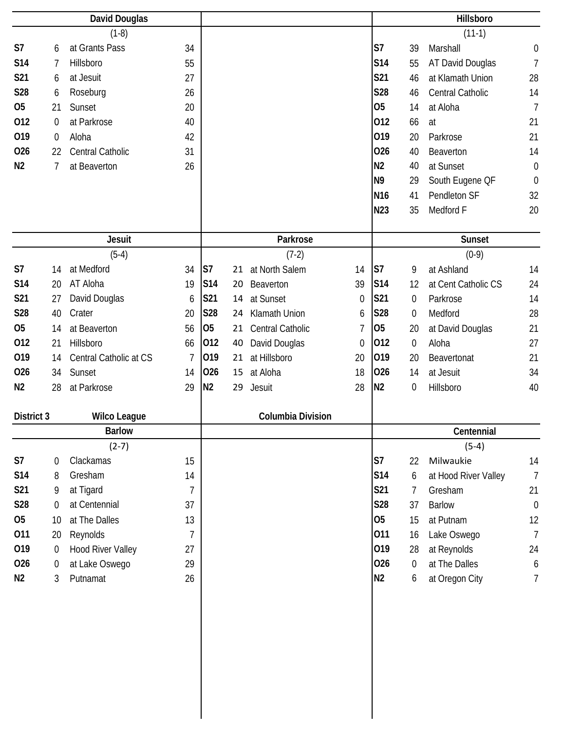## David Douglas

(1-8)

| Date | Score | Opponent | Opp Score |
|---|---|---|---|
| S7 | 6 | at Grants Pass | 34 |
| S14 | 7 | Hillsboro | 55 |
| S21 | 6 | at Jesuit | 27 |
| S28 | 6 | Roseburg | 26 |
| O5 | 21 | Sunset | 20 |
| O12 | 0 | at Parkrose | 40 |
| O19 | 0 | Aloha | 42 |
| O26 | 22 | Central Catholic | 31 |
| N2 | 7 | at Beaverton | 26 |

## Hillsboro

(11-1)

| Date | Score | Opponent | Opp Score |
|---|---|---|---|
| S7 | 39 | Marshall | 0 |
| S14 | 55 | AT David Douglas | 7 |
| S21 | 46 | at Klamath Union | 28 |
| S28 | 46 | Central Catholic | 14 |
| O5 | 14 | at Aloha | 7 |
| O12 | 66 | at | 21 |
| O19 | 20 | Parkrose | 21 |
| O26 | 40 | Beaverton | 14 |
| N2 | 40 | at Sunset | 0 |
| N9 | 29 | South Eugene QF | 0 |
| N16 | 41 | Pendleton SF | 32 |
| N23 | 35 | Medford F | 20 |

## Jesuit

(5-4)

| Date | Score | Opponent | Opp Score |
|---|---|---|---|
| S7 | 14 | at Medford | 34 |
| S14 | 20 | AT Aloha | 19 |
| S21 | 27 | David Douglas | 6 |
| S28 | 40 | Crater | 20 |
| O5 | 14 | at Beaverton | 56 |
| O12 | 21 | Hillsboro | 66 |
| O19 | 14 | Central Catholic at CS | 7 |
| O26 | 34 | Sunset | 14 |
| N2 | 28 | at Parkrose | 29 |

## Parkrose

(7-2)

| Date | Score | Opponent | Opp Score |
|---|---|---|---|
| S7 | 21 | at North Salem | 14 |
| S14 | 20 | Beaverton | 39 |
| S21 | 14 | at Sunset | 0 |
| S28 | 24 | Klamath Union | 6 |
| O5 | 21 | Central Catholic | 7 |
| O12 | 40 | David Douglas | 0 |
| O19 | 21 | at Hillsboro | 20 |
| O26 | 15 | at Aloha | 18 |
| N2 | 29 | Jesuit | 28 |

## Sunset

(0-9)

| Date | Score | Opponent | Opp Score |
|---|---|---|---|
| S7 | 9 | at Ashland | 14 |
| S14 | 12 | at Cent Catholic CS | 24 |
| S21 | 0 | Parkrose | 14 |
| S28 | 0 | Medford | 28 |
| O5 | 20 | at David Douglas | 21 |
| O12 | 0 | Aloha | 27 |
| O19 | 20 | Beavertonat | 21 |
| O26 | 14 | at Jesuit | 34 |
| N2 | 0 | Hillsboro | 40 |

# District 3 Wilco League Columbia Division

## Barlow

(2-7)

| Date | Score | Opponent | Opp Score |
|---|---|---|---|
| S7 | 0 | Clackamas | 15 |
| S14 | 8 | Gresham | 14 |
| S21 | 9 | at Tigard | 7 |
| S28 | 0 | at Centennial | 37 |
| O5 | 10 | at The Dalles | 13 |
| O11 | 20 | Reynolds | 7 |
| O19 | 0 | Hood River Valley | 27 |
| O26 | 0 | at Lake Oswego | 29 |
| N2 | 3 | Putnamat | 26 |

## Centennial

(5-4)

| Date | Score | Opponent | Opp Score |
|---|---|---|---|
| S7 | 22 | Milwaukie | 14 |
| S14 | 6 | at Hood River Valley | 7 |
| S21 | 7 | Gresham | 21 |
| S28 | 37 | Barlow | 0 |
| O5 | 15 | at Putnam | 12 |
| O11 | 16 | Lake Oswego | 7 |
| O19 | 28 | at Reynolds | 24 |
| O26 | 0 | at The Dalles | 6 |
| N2 | 6 | at Oregon City | 7 |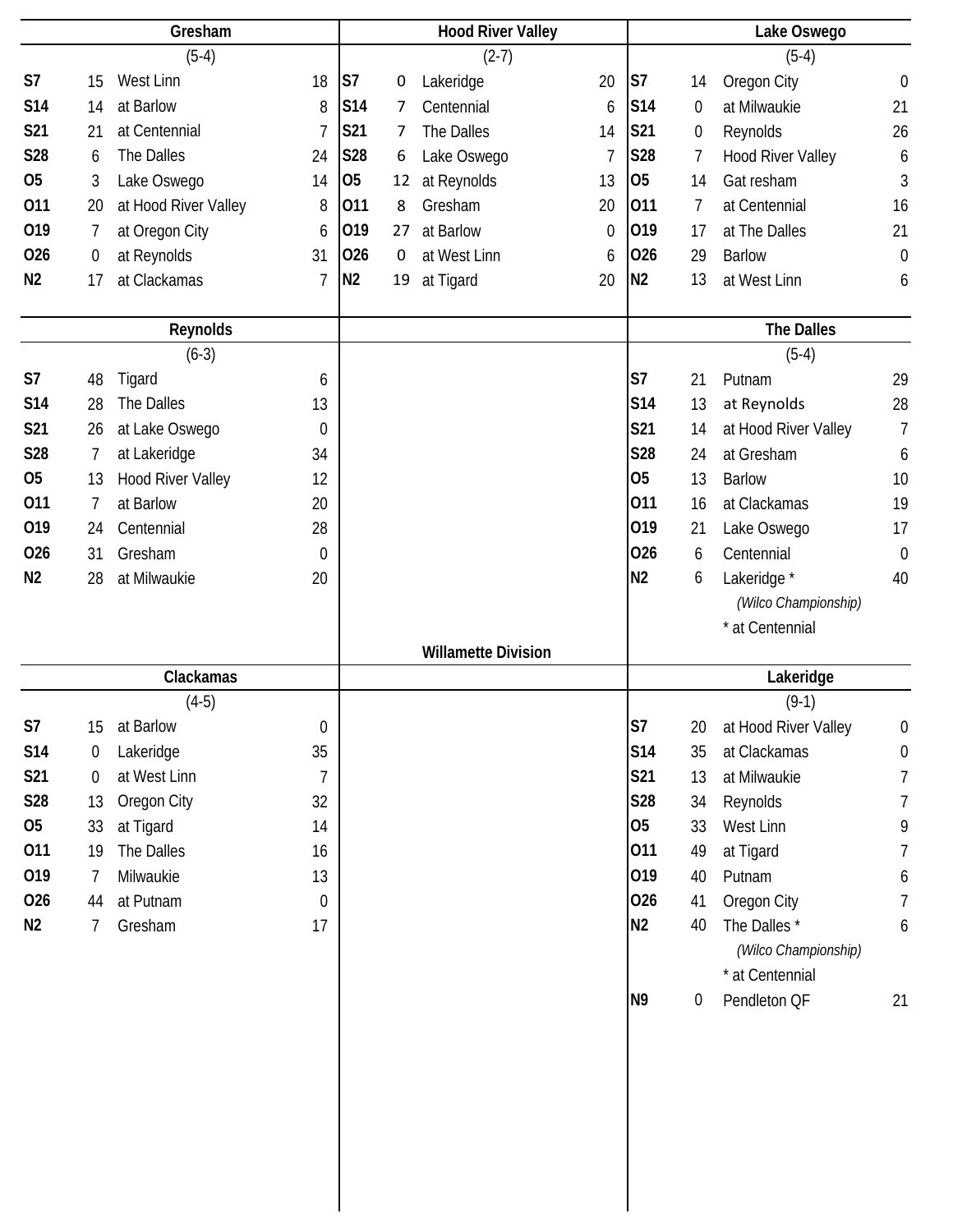## Willamette Division

### Gresham

(5-4)

| Date | Score | Opponent | Opp |
|---|---|---|---|
| S7 | 15 | West Linn | 18 |
| S14 | 14 | at Barlow | 8 |
| S21 | 21 | at Centennial | 7 |
| S28 | 6 | The Dalles | 24 |
| O5 | 3 | Lake Oswego | 14 |
| O11 | 20 | at Hood River Valley | 8 |
| O19 | 7 | at Oregon City | 6 |
| O26 | 0 | at Reynolds | 31 |
| N2 | 17 | at Clackamas | 7 |

### Hood River Valley

(2-7)

| Date | Score | Opponent | Opp |
|---|---|---|---|
| S7 | 0 | Lakeridge | 20 |
| S14 | 7 | Centennial | 6 |
| S21 | 7 | The Dalles | 14 |
| S28 | 6 | Lake Oswego | 7 |
| O5 | 12 | at Reynolds | 13 |
| O11 | 8 | Gresham | 20 |
| O19 | 27 | at Barlow | 0 |
| O26 | 0 | at West Linn | 6 |
| N2 | 19 | at Tigard | 20 |

### Lake Oswego

(5-4)

| Date | Score | Opponent | Opp |
|---|---|---|---|
| S7 | 14 | Oregon City | 0 |
| S14 | 0 | at Milwaukie | 21 |
| S21 | 0 | Reynolds | 26 |
| S28 | 7 | Hood River Valley | 6 |
| O5 | 14 | Gat resham | 3 |
| O11 | 7 | at Centennial | 16 |
| O19 | 17 | at The Dalles | 21 |
| O26 | 29 | Barlow | 0 |
| N2 | 13 | at West Linn | 6 |

### Reynolds

(6-3)

| Date | Score | Opponent | Opp |
|---|---|---|---|
| S7 | 48 | Tigard | 6 |
| S14 | 28 | The Dalles | 13 |
| S21 | 26 | at Lake Oswego | 0 |
| S28 | 7 | at Lakeridge | 34 |
| O5 | 13 | Hood River Valley | 12 |
| O11 | 7 | at Barlow | 20 |
| O19 | 24 | Centennial | 28 |
| O26 | 31 | Gresham | 0 |
| N2 | 28 | at Milwaukie | 20 |

### The Dalles

(5-4)

| Date | Score | Opponent | Opp |
|---|---|---|---|
| S7 | 21 | Putnam | 29 |
| S14 | 13 | at Reynolds | 28 |
| S21 | 14 | at Hood River Valley | 7 |
| S28 | 24 | at Gresham | 6 |
| O5 | 13 | Barlow | 10 |
| O11 | 16 | at Clackamas | 19 |
| O19 | 21 | Lake Oswego | 17 |
| O26 | 6 | Centennial | 0 |
| N2 | 6 | Lakeridge * *(Wilco Championship)* * at Centennial | 40 |

### Clackamas

(4-5)

| Date | Score | Opponent | Opp |
|---|---|---|---|
| S7 | 15 | at Barlow | 0 |
| S14 | 0 | Lakeridge | 35 |
| S21 | 0 | at West Linn | 7 |
| S28 | 13 | Oregon City | 32 |
| O5 | 33 | at Tigard | 14 |
| O11 | 19 | The Dalles | 16 |
| O19 | 7 | Milwaukie | 13 |
| O26 | 44 | at Putnam | 0 |
| N2 | 7 | Gresham | 17 |

### Lakeridge

(9-1)

| Date | Score | Opponent | Opp |
|---|---|---|---|
| S7 | 20 | at Hood River Valley | 0 |
| S14 | 35 | at Clackamas | 0 |
| S21 | 13 | at Milwaukie | 7 |
| S28 | 34 | Reynolds | 7 |
| O5 | 33 | West Linn | 9 |
| O11 | 49 | at Tigard | 7 |
| O19 | 40 | Putnam | 6 |
| O26 | 41 | Oregon City | 7 |
| N2 | 40 | The Dalles * *(Wilco Championship)* * at Centennial | 6 |
| N9 | 0 | Pendleton QF | 21 |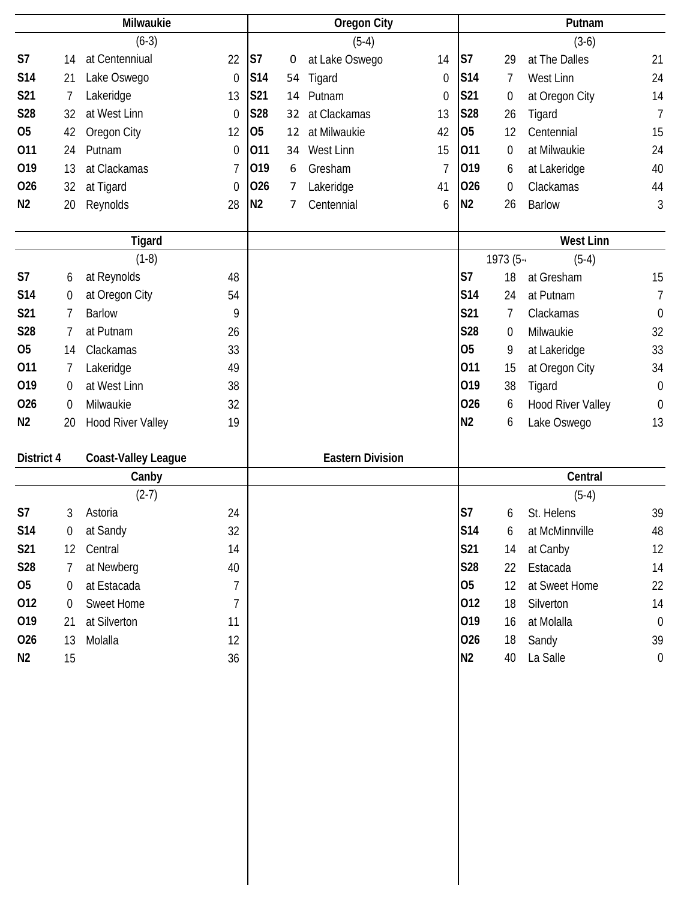## Milwaukie

(6-3)

| Date | Score | Opponent | Opp |
|---|---|---|---|
| S7 | 14 | at Centenniual | 22 |
| S14 | 21 | Lake Oswego | 0 |
| S21 | 7 | Lakeridge | 13 |
| S28 | 32 | at West Linn | 0 |
| O5 | 42 | Oregon City | 12 |
| O11 | 24 | Putnam | 0 |
| O19 | 13 | at Clackamas | 7 |
| O26 | 32 | at Tigard | 0 |
| N2 | 20 | Reynolds | 28 |

## Oregon City

(5-4)

| Date | Score | Opponent | Opp |
|---|---|---|---|
| S7 | 0 | at Lake Oswego | 14 |
| S14 | 54 | Tigard | 0 |
| S21 | 14 | Putnam | 0 |
| S28 | 32 | at Clackamas | 13 |
| O5 | 12 | at Milwaukie | 42 |
| O11 | 34 | West Linn | 15 |
| O19 | 6 | Gresham | 7 |
| O26 | 7 | Lakeridge | 41 |
| N2 | 7 | Centennial | 6 |

## Putnam

(3-6)

| Date | Score | Opponent | Opp |
|---|---|---|---|
| S7 | 29 | at The Dalles | 21 |
| S14 | 7 | West Linn | 24 |
| S21 | 0 | at Oregon City | 14 |
| S28 | 26 | Tigard | 7 |
| O5 | 12 | Centennial | 15 |
| O11 | 0 | at Milwaukie | 24 |
| O19 | 6 | at Lakeridge | 40 |
| O26 | 0 | Clackamas | 44 |
| N2 | 26 | Barlow | 3 |

## Tigard

(1-8)

| Date | Score | Opponent | Opp |
|---|---|---|---|
| S7 | 6 | at Reynolds | 48 |
| S14 | 0 | at Oregon City | 54 |
| S21 | 7 | Barlow | 9 |
| S28 | 7 | at Putnam | 26 |
| O5 | 14 | Clackamas | 33 |
| O11 | 7 | Lakeridge | 49 |
| O19 | 0 | at West Linn | 38 |
| O26 | 0 | Milwaukie | 32 |
| N2 | 20 | Hood River Valley | 19 |

## West Linn

1973 (5-4) (5-4)

| Date | Score | Opponent | Opp |
|---|---|---|---|
| S7 | 18 | at Gresham | 15 |
| S14 | 24 | at Putnam | 7 |
| S21 | 7 | Clackamas | 0 |
| S28 | 0 | Milwaukie | 32 |
| O5 | 9 | at Lakeridge | 33 |
| O11 | 15 | at Oregon City | 34 |
| O19 | 38 | Tigard | 0 |
| O26 | 6 | Hood River Valley | 0 |
| N2 | 6 | Lake Oswego | 13 |

# District 4 Coast-Valley League Eastern Division

## Canby

(2-7)

| Date | Score | Opponent | Opp |
|---|---|---|---|
| S7 | 3 | Astoria | 24 |
| S14 | 0 | at Sandy | 32 |
| S21 | 12 | Central | 14 |
| S28 | 7 | at Newberg | 40 |
| O5 | 0 | at Estacada | 7 |
| O12 | 0 | Sweet Home | 7 |
| O19 | 21 | at Silverton | 11 |
| O26 | 13 | Molalla | 12 |
| N2 | 15 | | 36 |

## Central

(5-4)

| Date | Score | Opponent | Opp |
|---|---|---|---|
| S7 | 6 | St. Helens | 39 |
| S14 | 6 | at McMinnville | 48 |
| S21 | 14 | at Canby | 12 |
| S28 | 22 | Estacada | 14 |
| O5 | 12 | at Sweet Home | 22 |
| O12 | 18 | Silverton | 14 |
| O19 | 16 | at Molalla | 0 |
| O26 | 18 | Sandy | 39 |
| N2 | 40 | La Salle | 0 |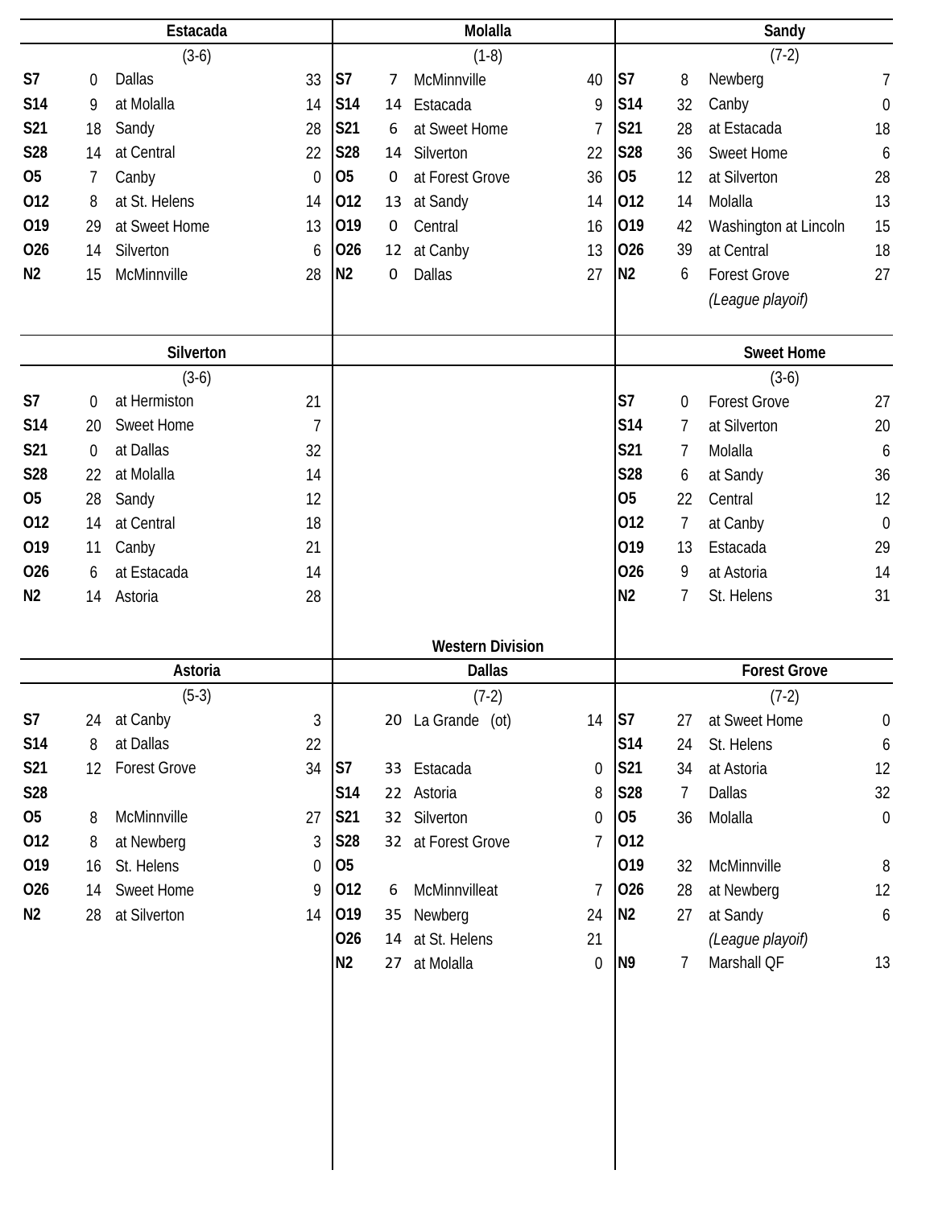### Estacada

(3-6)

| Date | Score | Opponent | Score |
|---|---|---|---|
| S7 | 0 | Dallas | 33 |
| S14 | 9 | at Molalla | 14 |
| S21 | 18 | Sandy | 28 |
| S28 | 14 | at Central | 22 |
| O5 | 7 | Canby | 0 |
| O12 | 8 | at St. Helens | 14 |
| O19 | 29 | at Sweet Home | 13 |
| O26 | 14 | Silverton | 6 |
| N2 | 15 | McMinnville | 28 |

### Molalla

(1-8)

| Date | Score | Opponent | Score |
|---|---|---|---|
| S7 | 7 | McMinnville | 40 |
| S14 | 14 | Estacada | 9 |
| S21 | 6 | at Sweet Home | 7 |
| S28 | 14 | Silverton | 22 |
| O5 | 0 | at Forest Grove | 36 |
| O12 | 13 | at Sandy | 14 |
| O19 | 0 | Central | 16 |
| O26 | 12 | at Canby | 13 |
| N2 | 0 | Dallas | 27 |

### Sandy

(7-2)

| Date | Score | Opponent | Score |
|---|---|---|---|
| S7 | 8 | Newberg | 7 |
| S14 | 32 | Canby | 0 |
| S21 | 28 | at Estacada | 18 |
| S28 | 36 | Sweet Home | 6 |
| O5 | 12 | at Silverton | 28 |
| O12 | 14 | Molalla | 13 |
| O19 | 42 | Washington at Lincoln | 15 |
| O26 | 39 | at Central | 18 |
| N2 | 6 | Forest Grove | 27 |
| | | *(League playoif)* | |

### Silverton

(3-6)

| Date | Score | Opponent | Score |
|---|---|---|---|
| S7 | 0 | at Hermiston | 21 |
| S14 | 20 | Sweet Home | 7 |
| S21 | 0 | at Dallas | 32 |
| S28 | 22 | at Molalla | 14 |
| O5 | 28 | Sandy | 12 |
| O12 | 14 | at Central | 18 |
| O19 | 11 | Canby | 21 |
| O26 | 6 | at Estacada | 14 |
| N2 | 14 | Astoria | 28 |

### Sweet Home

(3-6)

| Date | Score | Opponent | Score |
|---|---|---|---|
| S7 | 0 | Forest Grove | 27 |
| S14 | 7 | at Silverton | 20 |
| S21 | 7 | Molalla | 6 |
| S28 | 6 | at Sandy | 36 |
| O5 | 22 | Central | 12 |
| O12 | 7 | at Canby | 0 |
| O19 | 13 | Estacada | 29 |
| O26 | 9 | at Astoria | 14 |
| N2 | 7 | St. Helens | 31 |

## Western Division

### Astoria

(5-3)

| Date | Score | Opponent | Score |
|---|---|---|---|
| S7 | 24 | at Canby | 3 |
| S14 | 8 | at Dallas | 22 |
| S21 | 12 | Forest Grove | 34 |
| S28 | | | |
| O5 | 8 | McMinnville | 27 |
| O12 | 8 | at Newberg | 3 |
| O19 | 16 | St. Helens | 0 |
| O26 | 14 | Sweet Home | 9 |
| N2 | 28 | at Silverton | 14 |

### Dallas

(7-2)

| Date | Score | Opponent | Score |
|---|---|---|---|
| | 20 | La Grande (ot) | 14 |
| S7 | 33 | Estacada | 0 |
| S14 | 22 | Astoria | 8 |
| S21 | 32 | Silverton | 0 |
| S28 | 32 | at Forest Grove | 7 |
| O5 | | | |
| O12 | 6 | McMinnvilleat | 7 |
| O19 | 35 | Newberg | 24 |
| O26 | 14 | at St. Helens | 21 |
| N2 | 27 | at Molalla | 0 |

### Forest Grove

(7-2)

| Date | Score | Opponent | Score |
|---|---|---|---|
| S7 | 27 | at Sweet Home | 0 |
| S14 | 24 | St. Helens | 6 |
| S21 | 34 | at Astoria | 12 |
| S28 | 7 | Dallas | 32 |
| O5 | 36 | Molalla | 0 |
| O12 | | | |
| O19 | 32 | McMinnville | 8 |
| O26 | 28 | at Newberg | 12 |
| N2 | 27 | at Sandy | 6 |
| | | *(League playoif)* | |
| N9 | 7 | Marshall QF | 13 |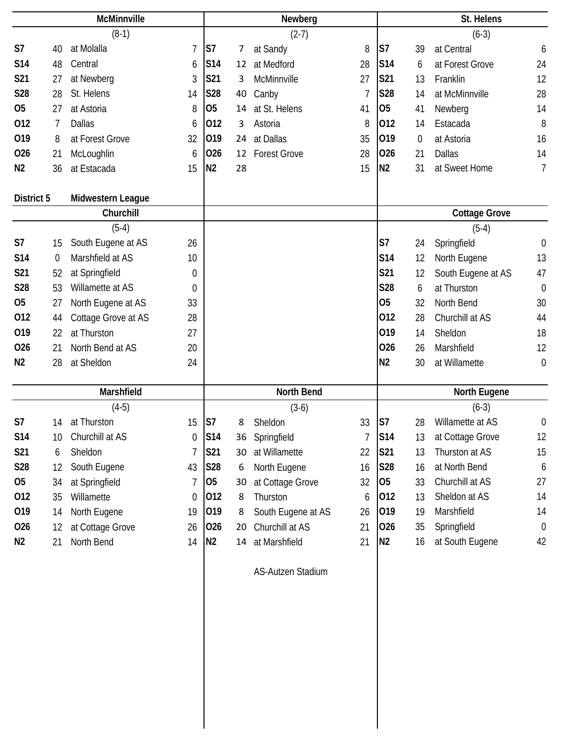## McMinnville

(8-1)

| Date | Score | Opponent | Opp |
|---|---|---|---|
| S7 | 40 | at Molalla | 7 |
| S14 | 48 | Central | 6 |
| S21 | 27 | at Newberg | 3 |
| S28 | 28 | St. Helens | 14 |
| O5 | 27 | at Astoria | 8 |
| O12 | 7 | Dallas | 6 |
| O19 | 8 | at Forest Grove | 32 |
| O26 | 21 | McLoughlin | 6 |
| N2 | 36 | at Estacada | 15 |

## Newberg

(2-7)

| Date | Score | Opponent | Opp |
|---|---|---|---|
| S7 | 7 | at Sandy | 8 |
| S14 | 12 | at Medford | 28 |
| S21 | 3 | McMinnville | 27 |
| S28 | 40 | Canby | 7 |
| O5 | 14 | at St. Helens | 41 |
| O12 | 3 | Astoria | 8 |
| O19 | 24 | at Dallas | 35 |
| O26 | 12 | Forest Grove | 28 |
| N2 | 28 | | 15 |

## St. Helens

(6-3)

| Date | Score | Opponent | Opp |
|---|---|---|---|
| S7 | 39 | at Central | 6 |
| S14 | 6 | at Forest Grove | 24 |
| S21 | 13 | Franklin | 12 |
| S28 | 14 | at McMinnville | 28 |
| O5 | 41 | Newberg | 14 |
| O12 | 14 | Estacada | 8 |
| O19 | 0 | at Astoria | 16 |
| O26 | 21 | Dallas | 14 |
| N2 | 31 | at Sweet Home | 7 |

# District 5 Midwestern League

## Churchill

(5-4)

| Date | Score | Opponent | Opp |
|---|---|---|---|
| S7 | 15 | South Eugene at AS | 26 |
| S14 | 0 | Marshfield at AS | 10 |
| S21 | 52 | at Springfield | 0 |
| S28 | 53 | Willamette at AS | 0 |
| O5 | 27 | North Eugene at AS | 33 |
| O12 | 44 | Cottage Grove at AS | 28 |
| O19 | 22 | at Thurston | 27 |
| O26 | 21 | North Bend at AS | 20 |
| N2 | 28 | at Sheldon | 24 |

## Cottage Grove

(5-4)

| Date | Score | Opponent | Opp |
|---|---|---|---|
| S7 | 24 | Springfield | 0 |
| S14 | 12 | North Eugene | 13 |
| S21 | 12 | South Eugene at AS | 47 |
| S28 | 6 | at Thurston | 0 |
| O5 | 32 | North Bend | 30 |
| O12 | 28 | Churchill at AS | 44 |
| O19 | 14 | Sheldon | 18 |
| O26 | 26 | Marshfield | 12 |
| N2 | 30 | at Willamette | 0 |

## Marshfield

(4-5)

| Date | Score | Opponent | Opp |
|---|---|---|---|
| S7 | 14 | at Thurston | 15 |
| S14 | 10 | Churchill at AS | 0 |
| S21 | 6 | Sheldon | 7 |
| S28 | 12 | South Eugene | 43 |
| O5 | 34 | at Springfield | 7 |
| O12 | 35 | Willamette | 0 |
| O19 | 14 | North Eugene | 19 |
| O26 | 12 | at Cottage Grove | 26 |
| N2 | 21 | North Bend | 14 |

## North Bend

(3-6)

| Date | Score | Opponent | Opp |
|---|---|---|---|
| S7 | 8 | Sheldon | 33 |
| S14 | 36 | Springfield | 7 |
| S21 | 30 | at Willamette | 22 |
| S28 | 6 | North Eugene | 16 |
| O5 | 30 | at Cottage Grove | 32 |
| O12 | 8 | Thurston | 6 |
| O19 | 8 | South Eugene at AS | 26 |
| O26 | 20 | Churchill at AS | 21 |
| N2 | 14 | at Marshfield | 21 |

## North Eugene

(6-3)

| Date | Score | Opponent | Opp |
|---|---|---|---|
| S7 | 28 | Willamette at AS | 0 |
| S14 | 13 | at Cottage Grove | 12 |
| S21 | 13 | Thurston at AS | 15 |
| S28 | 16 | at North Bend | 6 |
| O5 | 33 | Churchill at AS | 27 |
| O12 | 13 | Sheldon at AS | 14 |
| O19 | 19 | Marshfield | 14 |
| O26 | 35 | Springfield | 0 |
| N2 | 16 | at South Eugene | 42 |

AS-Autzen Stadium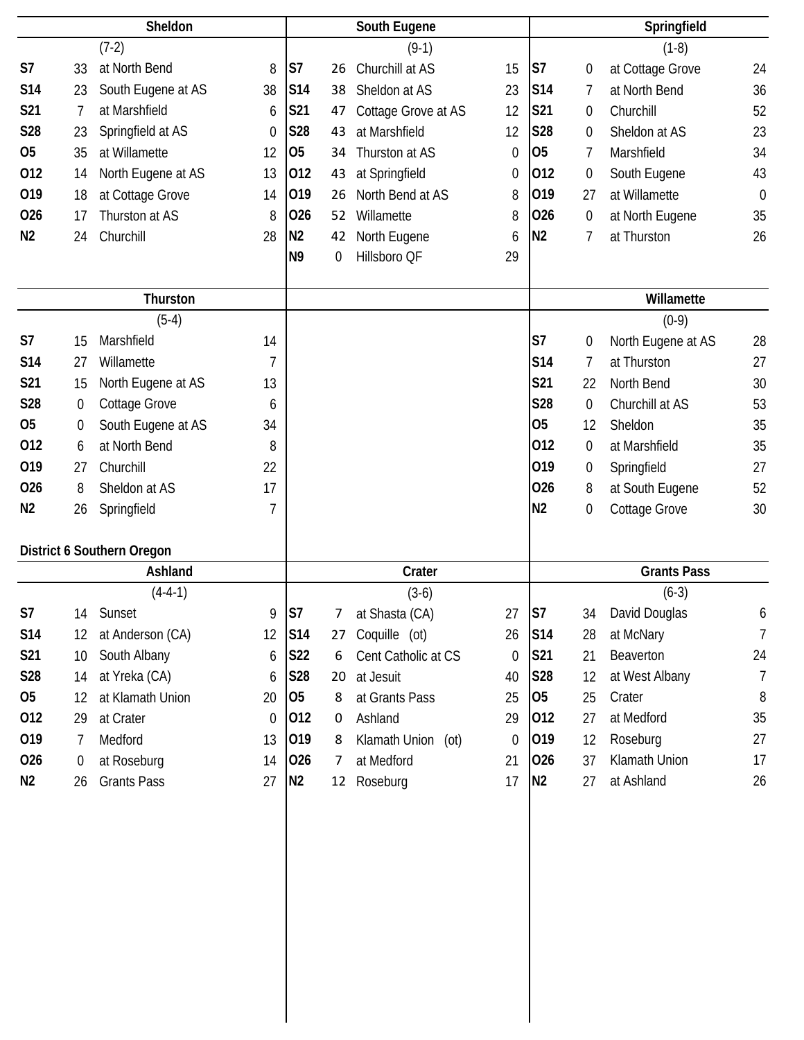### Sheldon

(7-2)

| Date | Score | Opponent | Opp |
|---|---|---|---|
| S7 | 33 | at North Bend | 8 |
| S14 | 23 | South Eugene at AS | 38 |
| S21 | 7 | at Marshfield | 6 |
| S28 | 23 | Springfield at AS | 0 |
| O5 | 35 | at Willamette | 12 |
| O12 | 14 | North Eugene at AS | 13 |
| O19 | 18 | at Cottage Grove | 14 |
| O26 | 17 | Thurston at AS | 8 |
| N2 | 24 | Churchill | 28 |

### South Eugene

(9-1)

| Date | Score | Opponent | Opp |
|---|---|---|---|
| S7 | 26 | Churchill at AS | 15 |
| S14 | 38 | Sheldon at AS | 23 |
| S21 | 47 | Cottage Grove at AS | 12 |
| S28 | 43 | at Marshfield | 12 |
| O5 | 34 | Thurston at AS | 0 |
| O12 | 43 | at Springfield | 0 |
| O19 | 26 | North Bend at AS | 8 |
| O26 | 52 | Willamette | 8 |
| N2 | 42 | North Eugene | 6 |
| N9 | 0 | Hillsboro QF | 29 |

### Springfield

(1-8)

| Date | Score | Opponent | Opp |
|---|---|---|---|
| S7 | 0 | at Cottage Grove | 24 |
| S14 | 7 | at North Bend | 36 |
| S21 | 0 | Churchill | 52 |
| S28 | 0 | Sheldon at AS | 23 |
| O5 | 7 | Marshfield | 34 |
| O12 | 0 | South Eugene | 43 |
| O19 | 27 | at Willamette | 0 |
| O26 | 0 | at North Eugene | 35 |
| N2 | 7 | at Thurston | 26 |

### Thurston

(5-4)

| Date | Score | Opponent | Opp |
|---|---|---|---|
| S7 | 15 | Marshfield | 14 |
| S14 | 27 | Willamette | 7 |
| S21 | 15 | North Eugene at AS | 13 |
| S28 | 0 | Cottage Grove | 6 |
| O5 | 0 | South Eugene at AS | 34 |
| O12 | 6 | at North Bend | 8 |
| O19 | 27 | Churchill | 22 |
| O26 | 8 | Sheldon at AS | 17 |
| N2 | 26 | Springfield | 7 |

### Willamette

(0-9)

| Date | Score | Opponent | Opp |
|---|---|---|---|
| S7 | 0 | North Eugene at AS | 28 |
| S14 | 7 | at Thurston | 27 |
| S21 | 22 | North Bend | 30 |
| S28 | 0 | Churchill at AS | 53 |
| O5 | 12 | Sheldon | 35 |
| O12 | 0 | at Marshfield | 35 |
| O19 | 0 | Springfield | 27 |
| O26 | 8 | at South Eugene | 52 |
| N2 | 0 | Cottage Grove | 30 |

## District 6 Southern Oregon

### Ashland

(4-4-1)

| Date | Score | Opponent | Opp |
|---|---|---|---|
| S7 | 14 | Sunset | 9 |
| S14 | 12 | at Anderson (CA) | 12 |
| S21 | 10 | South Albany | 6 |
| S28 | 14 | at Yreka (CA) | 6 |
| O5 | 12 | at Klamath Union | 20 |
| O12 | 29 | at Crater | 0 |
| O19 | 7 | Medford | 13 |
| O26 | 0 | at Roseburg | 14 |
| N2 | 26 | Grants Pass | 27 |

### Crater

(3-6)

| Date | Score | Opponent | Opp |
|---|---|---|---|
| S7 | 7 | at Shasta (CA) | 27 |
| S14 | 27 | Coquille (ot) | 26 |
| S22 | 6 | Cent Catholic at CS | 0 |
| S28 | 20 | at Jesuit | 40 |
| O5 | 8 | at Grants Pass | 25 |
| O12 | 0 | Ashland | 29 |
| O19 | 8 | Klamath Union (ot) | 0 |
| O26 | 7 | at Medford | 21 |
| N2 | 12 | Roseburg | 17 |

### Grants Pass

(6-3)

| Date | Score | Opponent | Opp |
|---|---|---|---|
| S7 | 34 | David Douglas | 6 |
| S14 | 28 | at McNary | 7 |
| S21 | 21 | Beaverton | 24 |
| S28 | 12 | at West Albany | 7 |
| O5 | 25 | Crater | 8 |
| O12 | 27 | at Medford | 35 |
| O19 | 12 | Roseburg | 27 |
| O26 | 37 | Klamath Union | 17 |
| N2 | 27 | at Ashland | 26 |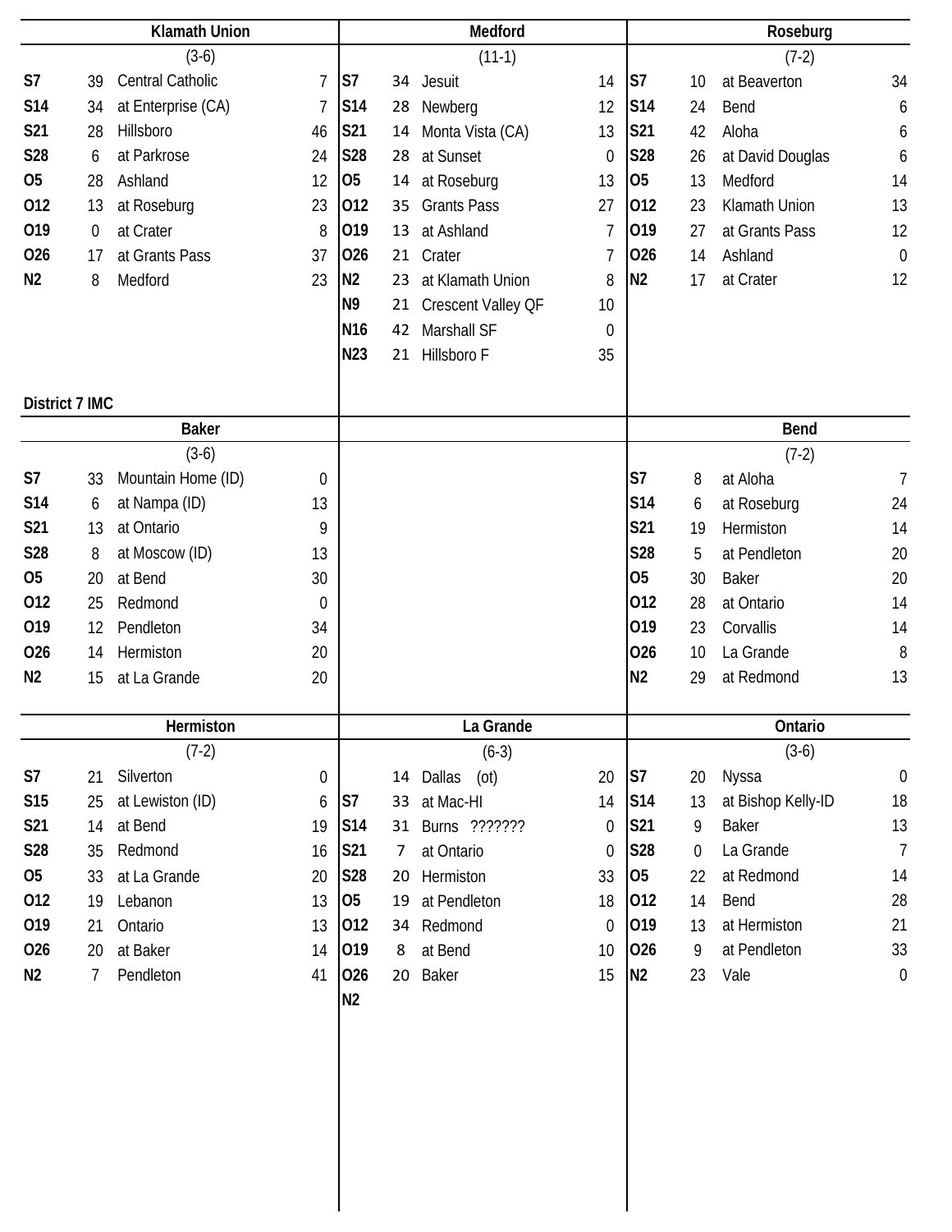## Klamath Union

(3-6)

| Date | Score | Opponent | Opp |
|---|---|---|---|
| S7 | 39 | Central Catholic | 7 |
| S14 | 34 | at Enterprise (CA) | 7 |
| S21 | 28 | Hillsboro | 46 |
| S28 | 6 | at Parkrose | 24 |
| O5 | 28 | Ashland | 12 |
| O12 | 13 | at Roseburg | 23 |
| O19 | 0 | at Crater | 8 |
| O26 | 17 | at Grants Pass | 37 |
| N2 | 8 | Medford | 23 |

## Medford

(11-1)

| Date | Score | Opponent | Opp |
|---|---|---|---|
| S7 | 34 | Jesuit | 14 |
| S14 | 28 | Newberg | 12 |
| S21 | 14 | Monta Vista (CA) | 13 |
| S28 | 28 | at Sunset | 0 |
| O5 | 14 | at Roseburg | 13 |
| O12 | 35 | Grants Pass | 27 |
| O19 | 13 | at Ashland | 7 |
| O26 | 21 | Crater | 7 |
| N2 | 23 | at Klamath Union | 8 |
| N9 | 21 | Crescent Valley QF | 10 |
| N16 | 42 | Marshall SF | 0 |
| N23 | 21 | Hillsboro F | 35 |

## Roseburg

(7-2)

| Date | Score | Opponent | Opp |
|---|---|---|---|
| S7 | 10 | at Beaverton | 34 |
| S14 | 24 | Bend | 6 |
| S21 | 42 | Aloha | 6 |
| S28 | 26 | at David Douglas | 6 |
| O5 | 13 | Medford | 14 |
| O12 | 23 | Klamath Union | 13 |
| O19 | 27 | at Grants Pass | 12 |
| O26 | 14 | Ashland | 0 |
| N2 | 17 | at Crater | 12 |

# District 7 IMC

## Baker

(3-6)

| Date | Score | Opponent | Opp |
|---|---|---|---|
| S7 | 33 | Mountain Home (ID) | 0 |
| S14 | 6 | at Nampa (ID) | 13 |
| S21 | 13 | at Ontario | 9 |
| S28 | 8 | at Moscow (ID) | 13 |
| O5 | 20 | at Bend | 30 |
| O12 | 25 | Redmond | 0 |
| O19 | 12 | Pendleton | 34 |
| O26 | 14 | Hermiston | 20 |
| N2 | 15 | at La Grande | 20 |

## Bend

(7-2)

| Date | Score | Opponent | Opp |
|---|---|---|---|
| S7 | 8 | at Aloha | 7 |
| S14 | 6 | at Roseburg | 24 |
| S21 | 19 | Hermiston | 14 |
| S28 | 5 | at Pendleton | 20 |
| O5 | 30 | Baker | 20 |
| O12 | 28 | at Ontario | 14 |
| O19 | 23 | Corvallis | 14 |
| O26 | 10 | La Grande | 8 |
| N2 | 29 | at Redmond | 13 |

## Hermiston

(7-2)

| Date | Score | Opponent | Opp |
|---|---|---|---|
| S7 | 21 | Silverton | 0 |
| S15 | 25 | at Lewiston (ID) | 6 |
| S21 | 14 | at Bend | 19 |
| S28 | 35 | Redmond | 16 |
| O5 | 33 | at La Grande | 20 |
| O12 | 19 | Lebanon | 13 |
| O19 | 21 | Ontario | 13 |
| O26 | 20 | at Baker | 14 |
| N2 | 7 | Pendleton | 41 |

## La Grande

(6-3)

| Date | Score | Opponent | Opp |
|---|---|---|---|
| | 14 | Dallas (ot) | 20 |
| S7 | 33 | at Mac-HI | 14 |
| S14 | 31 | Burns ??????? | 0 |
| S21 | 7 | at Ontario | 0 |
| S28 | 20 | Hermiston | 33 |
| O5 | 19 | at Pendleton | 18 |
| O12 | 34 | Redmond | 0 |
| O19 | 8 | at Bend | 10 |
| O26 | 20 | Baker | 15 |
| N2 | | | |

## Ontario

(3-6)

| Date | Score | Opponent | Opp |
|---|---|---|---|
| S7 | 20 | Nyssa | 0 |
| S14 | 13 | at Bishop Kelly-ID | 18 |
| S21 | 9 | Baker | 13 |
| S28 | 0 | La Grande | 7 |
| O5 | 22 | at Redmond | 14 |
| O12 | 14 | Bend | 28 |
| O19 | 13 | at Hermiston | 21 |
| O26 | 9 | at Pendleton | 33 |
| N2 | 23 | Vale | 0 |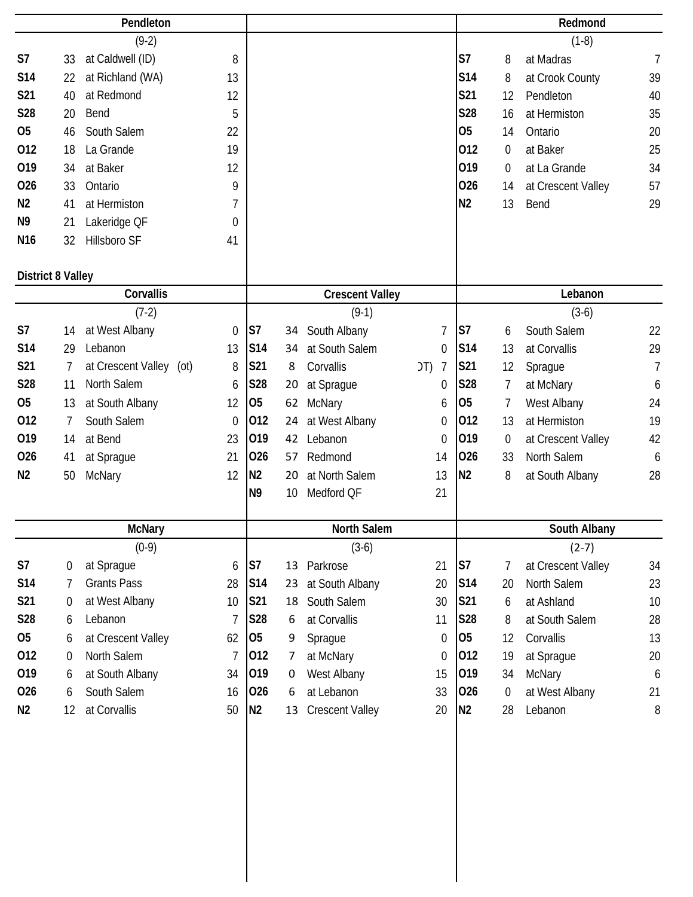## Pendleton

(9-2)

| Date | PF | Opponent | PA |
|---|---|---|---|
| S7 | 33 | at Caldwell (ID) | 8 |
| S14 | 22 | at Richland (WA) | 13 |
| S21 | 40 | at Redmond | 12 |
| S28 | 20 | Bend | 5 |
| O5 | 46 | South Salem | 22 |
| O12 | 18 | La Grande | 19 |
| O19 | 34 | at Baker | 12 |
| O26 | 33 | Ontario | 9 |
| N2 | 41 | at Hermiston | 7 |
| N9 | 21 | Lakeridge QF | 0 |
| N16 | 32 | Hillsboro SF | 41 |

## Redmond

(1-8)

| Date | PF | Opponent | PA |
|---|---|---|---|
| S7 | 8 | at Madras | 7 |
| S14 | 8 | at Crook County | 39 |
| S21 | 12 | Pendleton | 40 |
| S28 | 16 | at Hermiston | 35 |
| O5 | 14 | Ontario | 20 |
| O12 | 0 | at Baker | 25 |
| O19 | 0 | at La Grande | 34 |
| O26 | 14 | at Crescent Valley | 57 |
| N2 | 13 | Bend | 29 |

# District 8 Valley

## Corvallis

(7-2)

| Date | PF | Opponent | PA |
|---|---|---|---|
| S7 | 14 | at West Albany | 0 |
| S14 | 29 | Lebanon | 13 |
| S21 | 7 | at Crescent Valley (ot) | 8 |
| S28 | 11 | North Salem | 6 |
| O5 | 13 | at South Albany | 12 |
| O12 | 7 | South Salem | 0 |
| O19 | 14 | at Bend | 23 |
| O26 | 41 | at Sprague | 21 |
| N2 | 50 | McNary | 12 |

## Crescent Valley

(9-1)

| Date | PF | Opponent | PA |
|---|---|---|---|
| S7 | 34 | South Albany | 7 |
| S14 | 34 | at South Salem | 0 |
| S21 | 8 | Corvallis (OT) | 7 |
| S28 | 20 | at Sprague | 0 |
| O5 | 62 | McNary | 6 |
| O12 | 24 | at West Albany | 0 |
| O19 | 42 | Lebanon | 0 |
| O26 | 57 | Redmond | 14 |
| N2 | 20 | at North Salem | 13 |
| N9 | 10 | Medford QF | 21 |

## Lebanon

(3-6)

| Date | PF | Opponent | PA |
|---|---|---|---|
| S7 | 6 | South Salem | 22 |
| S14 | 13 | at Corvallis | 29 |
| S21 | 12 | Sprague | 7 |
| S28 | 7 | at McNary | 6 |
| O5 | 7 | West Albany | 24 |
| O12 | 13 | at Hermiston | 19 |
| O19 | 0 | at Crescent Valley | 42 |
| O26 | 33 | North Salem | 6 |
| N2 | 8 | at South Albany | 28 |

## McNary

(0-9)

| Date | PF | Opponent | PA |
|---|---|---|---|
| S7 | 0 | at Sprague | 6 |
| S14 | 7 | Grants Pass | 28 |
| S21 | 0 | at West Albany | 10 |
| S28 | 6 | Lebanon | 7 |
| O5 | 6 | at Crescent Valley | 62 |
| O12 | 0 | North Salem | 7 |
| O19 | 6 | at South Albany | 34 |
| O26 | 6 | South Salem | 16 |
| N2 | 12 | at Corvallis | 50 |

## North Salem

(3-6)

| Date | PF | Opponent | PA |
|---|---|---|---|
| S7 | 13 | Parkrose | 21 |
| S14 | 23 | at South Albany | 20 |
| S21 | 18 | South Salem | 30 |
| S28 | 6 | at Corvallis | 11 |
| O5 | 9 | Sprague | 0 |
| O12 | 7 | at McNary | 0 |
| O19 | 0 | West Albany | 15 |
| O26 | 6 | at Lebanon | 33 |
| N2 | 13 | Crescent Valley | 20 |

## South Albany

(2-7)

| Date | PF | Opponent | PA |
|---|---|---|---|
| S7 | 7 | at Crescent Valley | 34 |
| S14 | 20 | North Salem | 23 |
| S21 | 6 | at Ashland | 10 |
| S28 | 8 | at South Salem | 28 |
| O5 | 12 | Corvallis | 13 |
| O12 | 19 | at Sprague | 20 |
| O19 | 34 | McNary | 6 |
| O26 | 0 | at West Albany | 21 |
| N2 | 28 | Lebanon | 8 |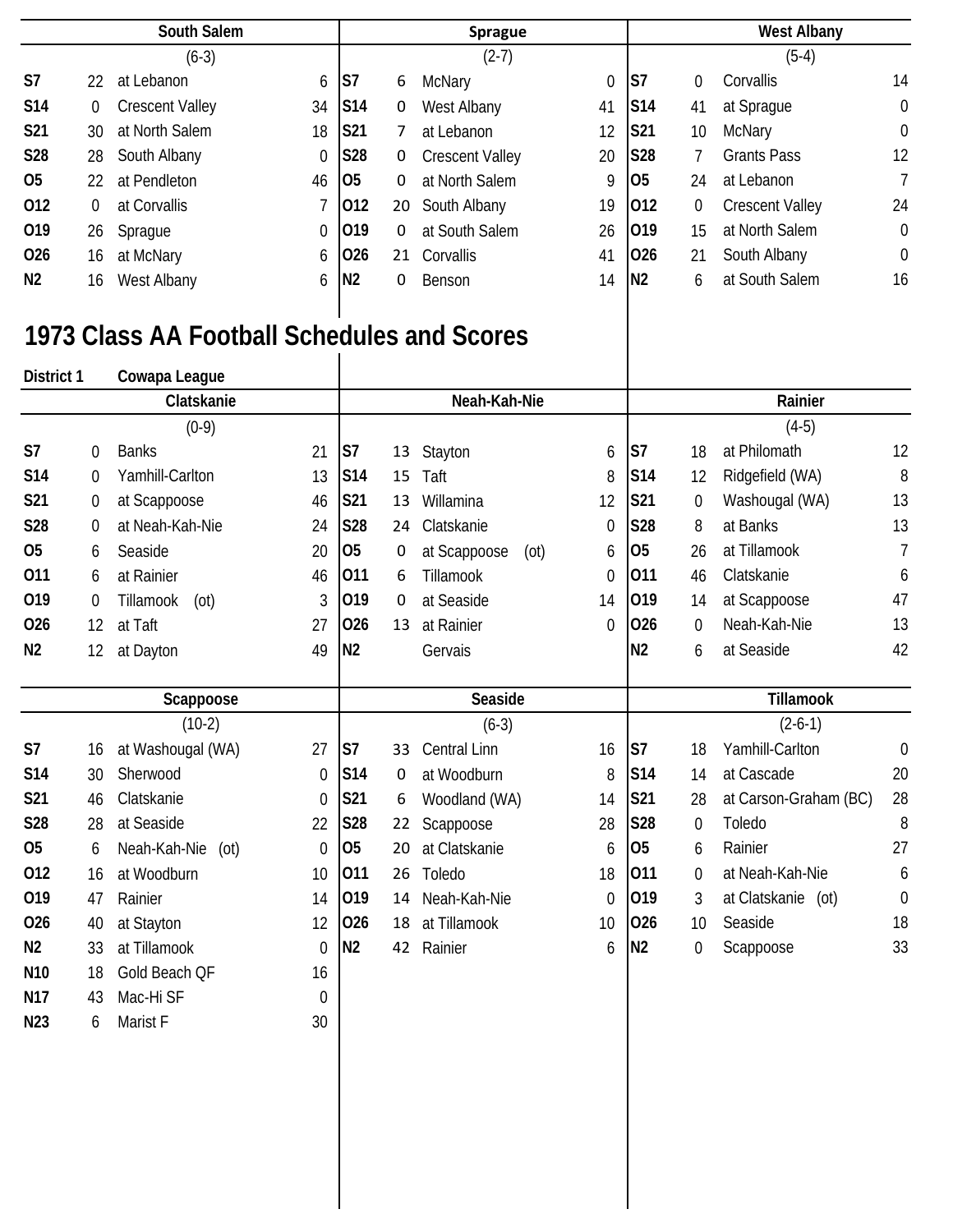### South Salem

(6-3)

| Date | Score | Opponent | Opp |
|---|---|---|---|
| S7 | 22 | at Lebanon | 6 |
| S14 | 0 | Crescent Valley | 34 |
| S21 | 30 | at North Salem | 18 |
| S28 | 28 | South Albany | 0 |
| O5 | 22 | at Pendleton | 46 |
| O12 | 0 | at Corvallis | 7 |
| O19 | 26 | Sprague | 0 |
| O26 | 16 | at McNary | 6 |
| N2 | 16 | West Albany | 6 |

### Sprague

(2-7)

| Date | Score | Opponent | Opp |
|---|---|---|---|
| S7 | 6 | McNary | 0 |
| S14 | 0 | West Albany | 41 |
| S21 | 7 | at Lebanon | 12 |
| S28 | 0 | Crescent Valley | 20 |
| O5 | 0 | at North Salem | 9 |
| O12 | 20 | South Albany | 19 |
| O19 | 0 | at South Salem | 26 |
| O26 | 21 | Corvallis | 41 |
| N2 | 0 | Benson | 14 |

### West Albany

(5-4)

| Date | Score | Opponent | Opp |
|---|---|---|---|
| S7 | 0 | Corvallis | 14 |
| S14 | 41 | at Sprague | 0 |
| S21 | 10 | McNary | 0 |
| S28 | 7 | Grants Pass | 12 |
| O5 | 24 | at Lebanon | 7 |
| O12 | 0 | Crescent Valley | 24 |
| O19 | 15 | at North Salem | 0 |
| O26 | 21 | South Albany | 0 |
| N2 | 6 | at South Salem | 16 |

# 1973 Class AA Football Schedules and Scores

**District 1 Cowapa League**

### Clatskanie

(0-9)

| Date | Score | Opponent | Opp |
|---|---|---|---|
| S7 | 0 | Banks | 21 |
| S14 | 0 | Yamhill-Carlton | 13 |
| S21 | 0 | at Scappoose | 46 |
| S28 | 0 | at Neah-Kah-Nie | 24 |
| O5 | 6 | Seaside | 20 |
| O11 | 6 | at Rainier | 46 |
| O19 | 0 | Tillamook (ot) | 3 |
| O26 | 12 | at Taft | 27 |
| N2 | 12 | at Dayton | 49 |

### Neah-Kah-Nie

| Date | Score | Opponent | Opp |
|---|---|---|---|
| S7 | 13 | Stayton | 6 |
| S14 | 15 | Taft | 8 |
| S21 | 13 | Willamina | 12 |
| S28 | 24 | Clatskanie | 0 |
| O5 | 0 | at Scappoose (ot) | 6 |
| O11 | 6 | Tillamook | 0 |
| O19 | 0 | at Seaside | 14 |
| O26 | 13 | at Rainier | 0 |
| N2 | | Gervais | |

### Rainier

(4-5)

| Date | Score | Opponent | Opp |
|---|---|---|---|
| S7 | 18 | at Philomath | 12 |
| S14 | 12 | Ridgefield (WA) | 8 |
| S21 | 0 | Washougal (WA) | 13 |
| S28 | 8 | at Banks | 13 |
| O5 | 26 | at Tillamook | 7 |
| O11 | 46 | Clatskanie | 6 |
| O19 | 14 | at Scappoose | 47 |
| O26 | 0 | Neah-Kah-Nie | 13 |
| N2 | 6 | at Seaside | 42 |

### Scappoose

(10-2)

| Date | Score | Opponent | Opp |
|---|---|---|---|
| S7 | 16 | at Washougal (WA) | 27 |
| S14 | 30 | Sherwood | 0 |
| S21 | 46 | Clatskanie | 0 |
| S28 | 28 | at Seaside | 22 |
| O5 | 6 | Neah-Kah-Nie (ot) | 0 |
| O12 | 16 | at Woodburn | 10 |
| O19 | 47 | Rainier | 14 |
| O26 | 40 | at Stayton | 12 |
| N2 | 33 | at Tillamook | 0 |
| N10 | 18 | Gold Beach QF | 16 |
| N17 | 43 | Mac-Hi SF | 0 |
| N23 | 6 | Marist F | 30 |

### Seaside

(6-3)

| Date | Score | Opponent | Opp |
|---|---|---|---|
| S7 | 33 | Central Linn | 16 |
| S14 | 0 | at Woodburn | 8 |
| S21 | 6 | Woodland (WA) | 14 |
| S28 | 22 | Scappoose | 28 |
| O5 | 20 | at Clatskanie | 6 |
| O11 | 26 | Toledo | 18 |
| O19 | 14 | Neah-Kah-Nie | 0 |
| O26 | 18 | at Tillamook | 10 |
| N2 | 42 | Rainier | 6 |

### Tillamook

(2-6-1)

| Date | Score | Opponent | Opp |
|---|---|---|---|
| S7 | 18 | Yamhill-Carlton | 0 |
| S14 | 14 | at Cascade | 20 |
| S21 | 28 | at Carson-Graham (BC) | 28 |
| S28 | 0 | Toledo | 8 |
| O5 | 6 | Rainier | 27 |
| O11 | 0 | at Neah-Kah-Nie | 6 |
| O19 | 3 | at Clatskanie (ot) | 0 |
| O26 | 10 | Seaside | 18 |
| N2 | 0 | Scappoose | 33 |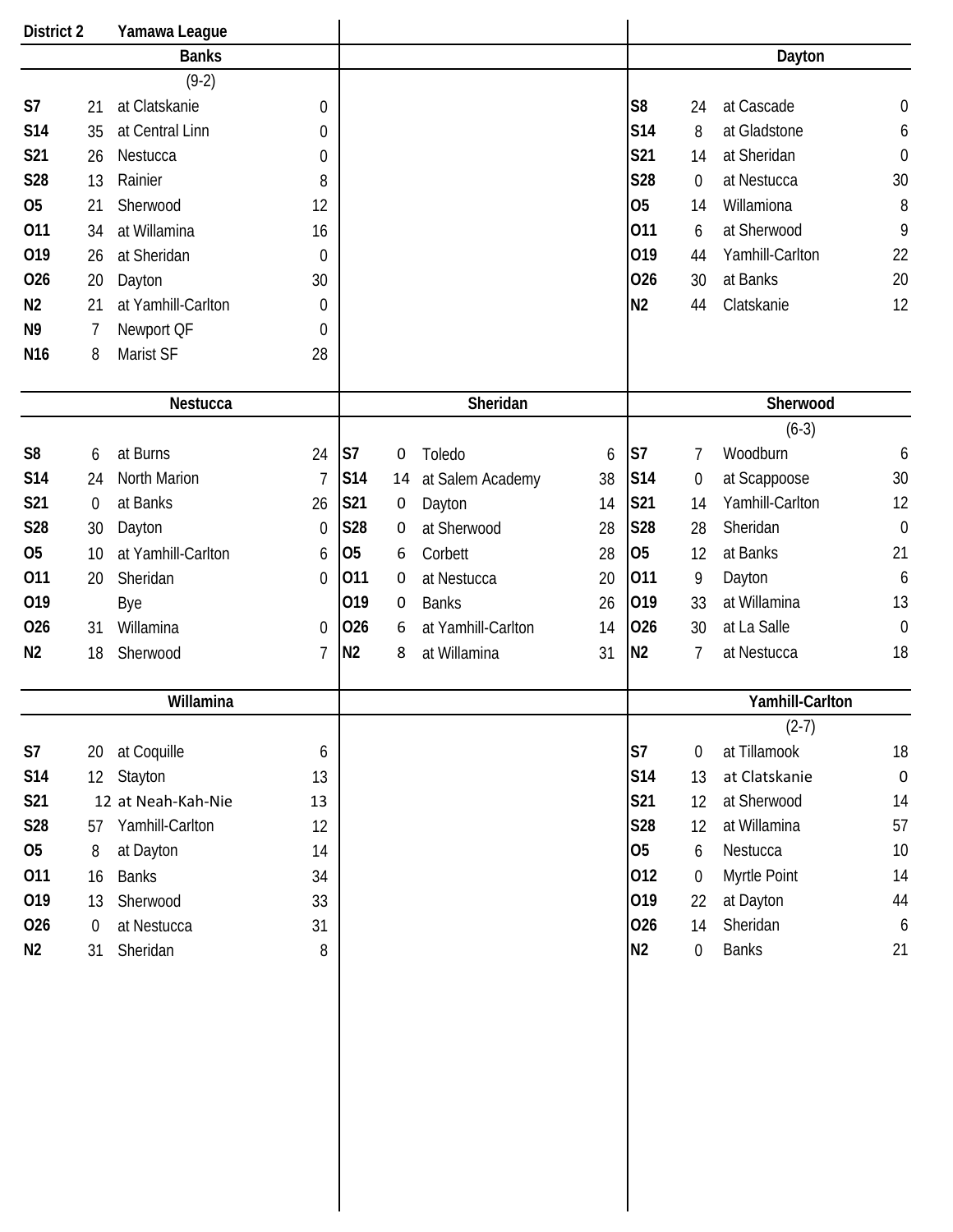**District 2** **Yamawa League**

## Banks

(9-2)

| Date | Score | Opponent | Opp Score |
|---|---|---|---|
| S7 | 21 | at Clatskanie | 0 |
| S14 | 35 | at Central Linn | 0 |
| S21 | 26 | Nestucca | 0 |
| S28 | 13 | Rainier | 8 |
| O5 | 21 | Sherwood | 12 |
| O11 | 34 | at Willamina | 16 |
| O19 | 26 | at Sheridan | 0 |
| O26 | 20 | Dayton | 30 |
| N2 | 21 | at Yamhill-Carlton | 0 |
| N9 | 7 | Newport QF | 0 |
| N16 | 8 | Marist SF | 28 |

## Dayton

| Date | Score | Opponent | Opp Score |
|---|---|---|---|
| S8 | 24 | at Cascade | 0 |
| S14 | 8 | at Gladstone | 6 |
| S21 | 14 | at Sheridan | 0 |
| S28 | 0 | at Nestucca | 30 |
| O5 | 14 | Willamiona | 8 |
| O11 | 6 | at Sherwood | 9 |
| O19 | 44 | Yamhill-Carlton | 22 |
| O26 | 30 | at Banks | 20 |
| N2 | 44 | Clatskanie | 12 |

## Nestucca

| Date | Score | Opponent | Opp Score |
|---|---|---|---|
| S8 | 6 | at Burns | 24 |
| S14 | 24 | North Marion | 7 |
| S21 | 0 | at Banks | 26 |
| S28 | 30 | Dayton | 0 |
| O5 | 10 | at Yamhill-Carlton | 6 |
| O11 | 20 | Sheridan | 0 |
| O19 | | Bye | |
| O26 | 31 | Willamina | 0 |
| N2 | 18 | Sherwood | 7 |

## Sheridan

| Date | Score | Opponent | Opp Score |
|---|---|---|---|
| S7 | 0 | Toledo | 6 |
| S14 | 14 | at Salem Academy | 38 |
| S21 | 0 | Dayton | 14 |
| S28 | 0 | at Sherwood | 28 |
| O5 | 6 | Corbett | 28 |
| O11 | 0 | at Nestucca | 20 |
| O19 | 0 | Banks | 26 |
| O26 | 6 | at Yamhill-Carlton | 14 |
| N2 | 8 | at Willamina | 31 |

## Sherwood

(6-3)

| Date | Score | Opponent | Opp Score |
|---|---|---|---|
| S7 | 7 | Woodburn | 6 |
| S14 | 0 | at Scappoose | 30 |
| S21 | 14 | Yamhill-Carlton | 12 |
| S28 | 28 | Sheridan | 0 |
| O5 | 12 | at Banks | 21 |
| O11 | 9 | Dayton | 6 |
| O19 | 33 | at Willamina | 13 |
| O26 | 30 | at La Salle | 0 |
| N2 | 7 | at Nestucca | 18 |

## Willamina

| Date | Score | Opponent | Opp Score |
|---|---|---|---|
| S7 | 20 | at Coquille | 6 |
| S14 | 12 | Stayton | 13 |
| S21 | 12 | at Neah-Kah-Nie | 13 |
| S28 | 57 | Yamhill-Carlton | 12 |
| O5 | 8 | at Dayton | 14 |
| O11 | 16 | Banks | 34 |
| O19 | 13 | Sherwood | 33 |
| O26 | 0 | at Nestucca | 31 |
| N2 | 31 | Sheridan | 8 |

## Yamhill-Carlton

(2-7)

| Date | Score | Opponent | Opp Score |
|---|---|---|---|
| S7 | 0 | at Tillamook | 18 |
| S14 | 13 | at Clatskanie | 0 |
| S21 | 12 | at Sherwood | 14 |
| S28 | 12 | at Willamina | 57 |
| O5 | 6 | Nestucca | 10 |
| O12 | 0 | Myrtle Point | 14 |
| O19 | 22 | at Dayton | 44 |
| O26 | 14 | Sheridan | 6 |
| N2 | 0 | Banks | 21 |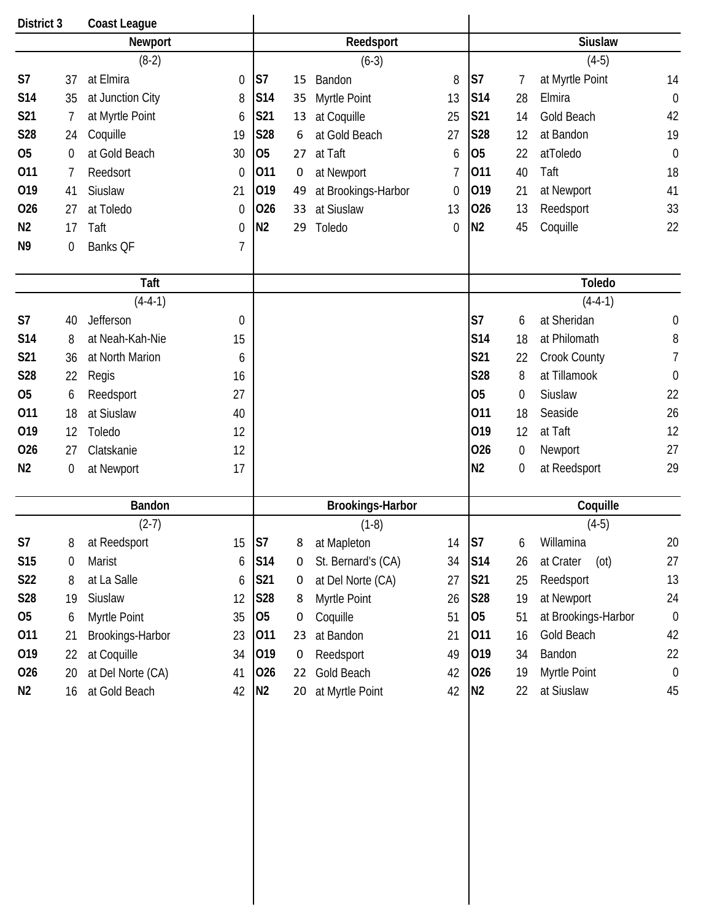**District 3** **Coast League**

### Newport

(8-2)

| | | | |
|---|---|---|---|
| S7 | 37 | at Elmira | 0 |
| S14 | 35 | at Junction City | 8 |
| S21 | 7 | at Myrtle Point | 6 |
| S28 | 24 | Coquille | 19 |
| O5 | 0 | at Gold Beach | 30 |
| O11 | 7 | Reedsort | 0 |
| O19 | 41 | Siuslaw | 21 |
| O26 | 27 | at Toledo | 0 |
| N2 | 17 | Taft | 0 |
| N9 | 0 | Banks QF | 7 |

### Reedsport

(6-3)

| | | | |
|---|---|---|---|
| S7 | 15 | Bandon | 8 |
| S14 | 35 | Myrtle Point | 13 |
| S21 | 13 | at Coquille | 25 |
| S28 | 6 | at Gold Beach | 27 |
| O5 | 27 | at Taft | 6 |
| O11 | 0 | at Newport | 7 |
| O19 | 49 | at Brookings-Harbor | 0 |
| O26 | 33 | at Siuslaw | 13 |
| N2 | 29 | Toledo | 0 |

### Siuslaw

(4-5)

| | | | |
|---|---|---|---|
| S7 | 7 | at Myrtle Point | 14 |
| S14 | 28 | Elmira | 0 |
| S21 | 14 | Gold Beach | 42 |
| S28 | 12 | at Bandon | 19 |
| O5 | 22 | atToledo | 0 |
| O11 | 40 | Taft | 18 |
| O19 | 21 | at Newport | 41 |
| O26 | 13 | Reedsport | 33 |
| N2 | 45 | Coquille | 22 |

### Taft

(4-4-1)

| | | | |
|---|---|---|---|
| S7 | 40 | Jefferson | 0 |
| S14 | 8 | at Neah-Kah-Nie | 15 |
| S21 | 36 | at North Marion | 6 |
| S28 | 22 | Regis | 16 |
| O5 | 6 | Reedsport | 27 |
| O11 | 18 | at Siuslaw | 40 |
| O19 | 12 | Toledo | 12 |
| O26 | 27 | Clatskanie | 12 |
| N2 | 0 | at Newport | 17 |

### Toledo

(4-4-1)

| | | | |
|---|---|---|---|
| S7 | 6 | at Sheridan | 0 |
| S14 | 18 | at Philomath | 8 |
| S21 | 22 | Crook County | 7 |
| S28 | 8 | at Tillamook | 0 |
| O5 | 0 | Siuslaw | 22 |
| O11 | 18 | Seaside | 26 |
| O19 | 12 | at Taft | 12 |
| O26 | 0 | Newport | 27 |
| N2 | 0 | at Reedsport | 29 |

### Bandon

(2-7)

| | | | |
|---|---|---|---|
| S7 | 8 | at Reedsport | 15 |
| S15 | 0 | Marist | 6 |
| S22 | 8 | at La Salle | 6 |
| S28 | 19 | Siuslaw | 12 |
| O5 | 6 | Myrtle Point | 35 |
| O11 | 21 | Brookings-Harbor | 23 |
| O19 | 22 | at Coquille | 34 |
| O26 | 20 | at Del Norte (CA) | 41 |
| N2 | 16 | at Gold Beach | 42 |

### Brookings-Harbor

(1-8)

| | | | |
|---|---|---|---|
| S7 | 8 | at Mapleton | 14 |
| S14 | 0 | St. Bernard's (CA) | 34 |
| S21 | 0 | at Del Norte (CA) | 27 |
| S28 | 8 | Myrtle Point | 26 |
| O5 | 0 | Coquille | 51 |
| O11 | 23 | at Bandon | 21 |
| O19 | 0 | Reedsport | 49 |
| O26 | 22 | Gold Beach | 42 |
| N2 | 20 | at Myrtle Point | 42 |

### Coquille

(4-5)

| | | | |
|---|---|---|---|
| S7 | 6 | Willamina | 20 |
| S14 | 26 | at Crater (ot) | 27 |
| S21 | 25 | Reedsport | 13 |
| S28 | 19 | at Newport | 24 |
| O5 | 51 | at Brookings-Harbor | 0 |
| O11 | 16 | Gold Beach | 42 |
| O19 | 34 | Bandon | 22 |
| O26 | 19 | Myrtle Point | 0 |
| N2 | 22 | at Siuslaw | 45 |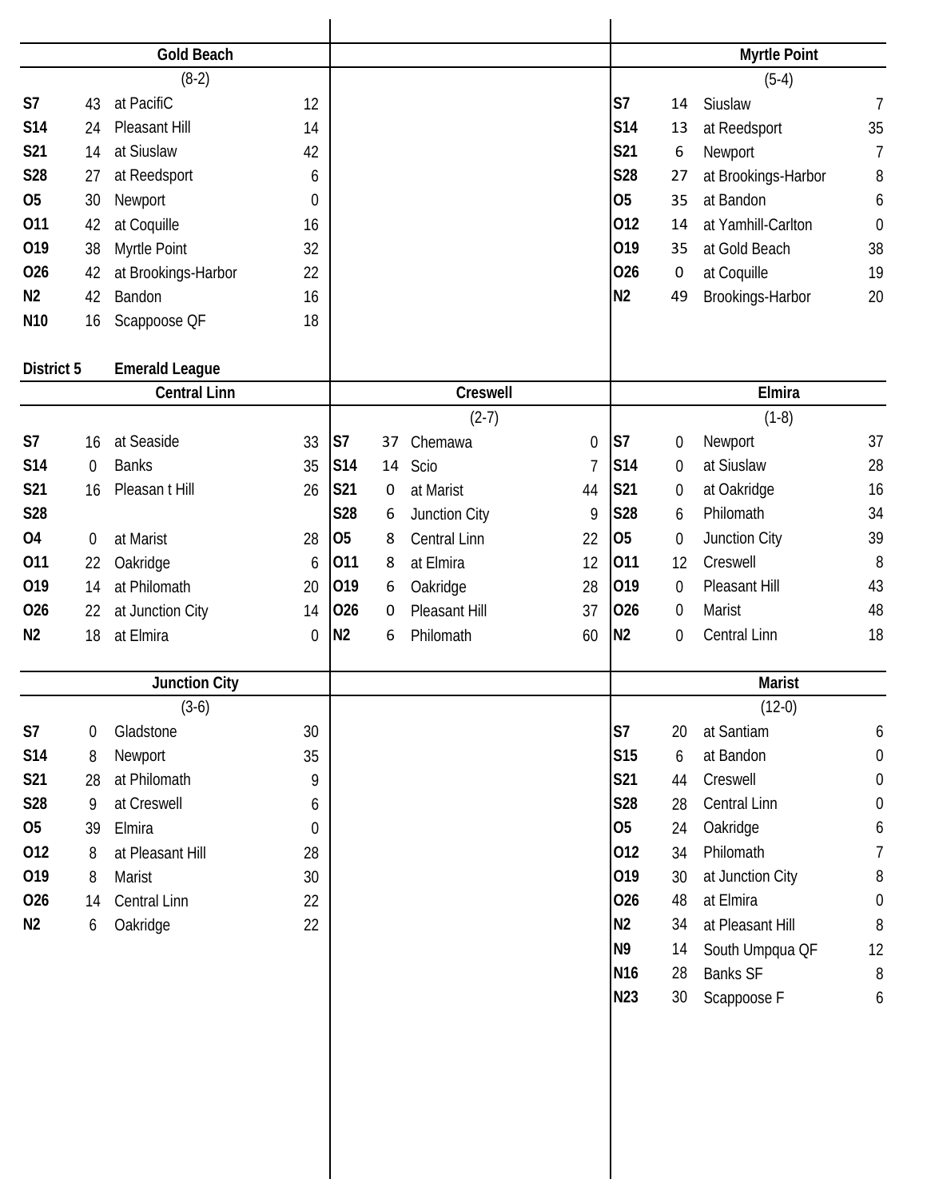### Gold Beach

(8-2)

| Date | Score | Opponent | Opp |
|---|---|---|---|
| S7 | 43 | at PacifiC | 12 |
| S14 | 24 | Pleasant Hill | 14 |
| S21 | 14 | at Siuslaw | 42 |
| S28 | 27 | at Reedsport | 6 |
| O5 | 30 | Newport | 0 |
| O11 | 42 | at Coquille | 16 |
| O19 | 38 | Myrtle Point | 32 |
| O26 | 42 | at Brookings-Harbor | 22 |
| N2 | 42 | Bandon | 16 |
| N10 | 16 | Scappoose QF | 18 |

### Myrtle Point

(5-4)

| Date | Score | Opponent | Opp |
|---|---|---|---|
| S7 | 14 | Siuslaw | 7 |
| S14 | 13 | at Reedsport | 35 |
| S21 | 6 | Newport | 7 |
| S28 | 27 | at Brookings-Harbor | 8 |
| O5 | 35 | at Bandon | 6 |
| O12 | 14 | at Yamhill-Carlton | 0 |
| O19 | 35 | at Gold Beach | 38 |
| O26 | 0 | at Coquille | 19 |
| N2 | 49 | Brookings-Harbor | 20 |

## District 5 Emerald League

### Central Linn

| Date | Score | Opponent | Opp |
|---|---|---|---|
| S7 | 16 | at Seaside | 33 |
| S14 | 0 | Banks | 35 |
| S21 | 16 | Pleasan t Hill | 26 |
| S28 | | | |
| O4 | 0 | at Marist | 28 |
| O11 | 22 | Oakridge | 6 |
| O19 | 14 | at Philomath | 20 |
| O26 | 22 | at Junction City | 14 |
| N2 | 18 | at Elmira | 0 |

### Creswell

(2-7)

| Date | Score | Opponent | Opp |
|---|---|---|---|
| S7 | 37 | Chemawa | 0 |
| S14 | 14 | Scio | 7 |
| S21 | 0 | at Marist | 44 |
| S28 | 6 | Junction City | 9 |
| O5 | 8 | Central Linn | 22 |
| O11 | 8 | at Elmira | 12 |
| O19 | 6 | Oakridge | 28 |
| O26 | 0 | Pleasant Hill | 37 |
| N2 | 6 | Philomath | 60 |

### Elmira

(1-8)

| Date | Score | Opponent | Opp |
|---|---|---|---|
| S7 | 0 | Newport | 37 |
| S14 | 0 | at Siuslaw | 28 |
| S21 | 0 | at Oakridge | 16 |
| S28 | 6 | Philomath | 34 |
| O5 | 0 | Junction City | 39 |
| O11 | 12 | Creswell | 8 |
| O19 | 0 | Pleasant Hill | 43 |
| O26 | 0 | Marist | 48 |
| N2 | 0 | Central Linn | 18 |

### Junction City

(3-6)

| Date | Score | Opponent | Opp |
|---|---|---|---|
| S7 | 0 | Gladstone | 30 |
| S14 | 8 | Newport | 35 |
| S21 | 28 | at Philomath | 9 |
| S28 | 9 | at Creswell | 6 |
| O5 | 39 | Elmira | 0 |
| O12 | 8 | at Pleasant Hill | 28 |
| O19 | 8 | Marist | 30 |
| O26 | 14 | Central Linn | 22 |
| N2 | 6 | Oakridge | 22 |

### Marist

(12-0)

| Date | Score | Opponent | Opp |
|---|---|---|---|
| S7 | 20 | at Santiam | 6 |
| S15 | 6 | at Bandon | 0 |
| S21 | 44 | Creswell | 0 |
| S28 | 28 | Central Linn | 0 |
| O5 | 24 | Oakridge | 6 |
| O12 | 34 | Philomath | 7 |
| O19 | 30 | at Junction City | 8 |
| O26 | 48 | at Elmira | 0 |
| N2 | 34 | at Pleasant Hill | 8 |
| N9 | 14 | South Umpqua QF | 12 |
| N16 | 28 | Banks SF | 8 |
| N23 | 30 | Scappoose F | 6 |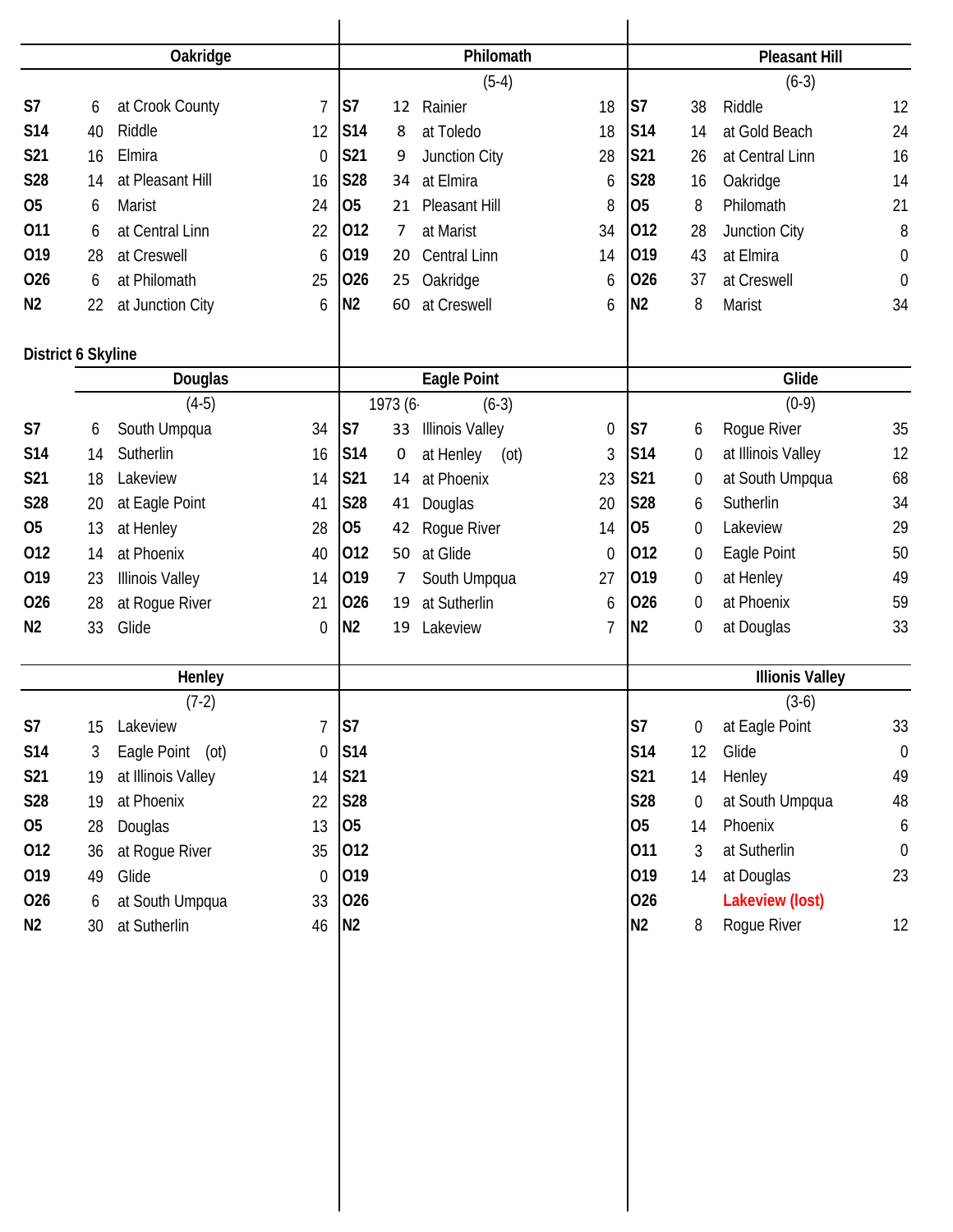### Oakridge

| Date | Score | Opponent | Opp |
|---|---|---|---|
| S7 | 6 | at Crook County | 7 |
| S14 | 40 | Riddle | 12 |
| S21 | 16 | Elmira | 0 |
| S28 | 14 | at Pleasant Hill | 16 |
| O5 | 6 | Marist | 24 |
| O11 | 6 | at Central Linn | 22 |
| O19 | 28 | at Creswell | 6 |
| O26 | 6 | at Philomath | 25 |
| N2 | 22 | at Junction City | 6 |

### Philomath

(5-4)

| Date | Score | Opponent | Opp |
|---|---|---|---|
| S7 | 12 | Rainier | 18 |
| S14 | 8 | at Toledo | 18 |
| S21 | 9 | Junction City | 28 |
| S28 | 34 | at Elmira | 6 |
| O5 | 21 | Pleasant Hill | 8 |
| O12 | 7 | at Marist | 34 |
| O19 | 20 | Central Linn | 14 |
| O26 | 25 | Oakridge | 6 |
| N2 | 60 | at Creswell | 6 |

### Pleasant Hill

(6-3)

| Date | Score | Opponent | Opp |
|---|---|---|---|
| S7 | 38 | Riddle | 12 |
| S14 | 14 | at Gold Beach | 24 |
| S21 | 26 | at Central Linn | 16 |
| S28 | 16 | Oakridge | 14 |
| O5 | 8 | Philomath | 21 |
| O12 | 28 | Junction City | 8 |
| O19 | 43 | at Elmira | 0 |
| O26 | 37 | at Creswell | 0 |
| N2 | 8 | Marist | 34 |

## District 6 Skyline

### Douglas

(4-5)

| Date | Score | Opponent | Opp |
|---|---|---|---|
| S7 | 6 | South Umpqua | 34 |
| S14 | 14 | Sutherlin | 16 |
| S21 | 18 | Lakeview | 14 |
| S28 | 20 | at Eagle Point | 41 |
| O5 | 13 | at Henley | 28 |
| O12 | 14 | at Phoenix | 40 |
| O19 | 23 | Illinois Valley | 14 |
| O26 | 28 | at Rogue River | 21 |
| N2 | 33 | Glide | 0 |

### Eagle Point

1973 (6- (6-3)

| Date | Score | Opponent | Opp |
|---|---|---|---|
| S7 | 33 | Illinois Valley | 0 |
| S14 | 0 | at Henley (ot) | 3 |
| S21 | 14 | at Phoenix | 23 |
| S28 | 41 | Douglas | 20 |
| O5 | 42 | Rogue River | 14 |
| O12 | 50 | at Glide | 0 |
| O19 | 7 | South Umpqua | 27 |
| O26 | 19 | at Sutherlin | 6 |
| N2 | 19 | Lakeview | 7 |

### Glide

(0-9)

| Date | Score | Opponent | Opp |
|---|---|---|---|
| S7 | 6 | Rogue River | 35 |
| S14 | 0 | at Illinois Valley | 12 |
| S21 | 0 | at South Umpqua | 68 |
| S28 | 6 | Sutherlin | 34 |
| O5 | 0 | Lakeview | 29 |
| O12 | 0 | Eagle Point | 50 |
| O19 | 0 | at Henley | 49 |
| O26 | 0 | at Phoenix | 59 |
| N2 | 0 | at Douglas | 33 |

### Henley

(7-2)

| Date | Score | Opponent | Opp |
|---|---|---|---|
| S7 | 15 | Lakeview | 7 |
| S14 | 3 | Eagle Point (ot) | 0 |
| S21 | 19 | at Illinois Valley | 14 |
| S28 | 19 | at Phoenix | 22 |
| O5 | 28 | Douglas | 13 |
| O12 | 36 | at Rogue River | 35 |
| O19 | 49 | Glide | 0 |
| O26 | 6 | at South Umpqua | 33 |
| N2 | 30 | at Sutherlin | 46 |

| Date | Score | Opponent | Opp |
|---|---|---|---|
| S7 | | | |
| S14 | | | |
| S21 | | | |
| S28 | | | |
| O5 | | | |
| O12 | | | |
| O19 | | | |
| O26 | | | |
| N2 | | | |

### Illionis Valley

(3-6)

| Date | Score | Opponent | Opp |
|---|---|---|---|
| S7 | 0 | at Eagle Point | 33 |
| S14 | 12 | Glide | 0 |
| S21 | 14 | Henley | 49 |
| S28 | 0 | at South Umpqua | 48 |
| O5 | 14 | Phoenix | 6 |
| O11 | 3 | at Sutherlin | 0 |
| O19 | 14 | at Douglas | 23 |
| O26 | | Lakeview (lost) | |
| N2 | 8 | Rogue River | 12 |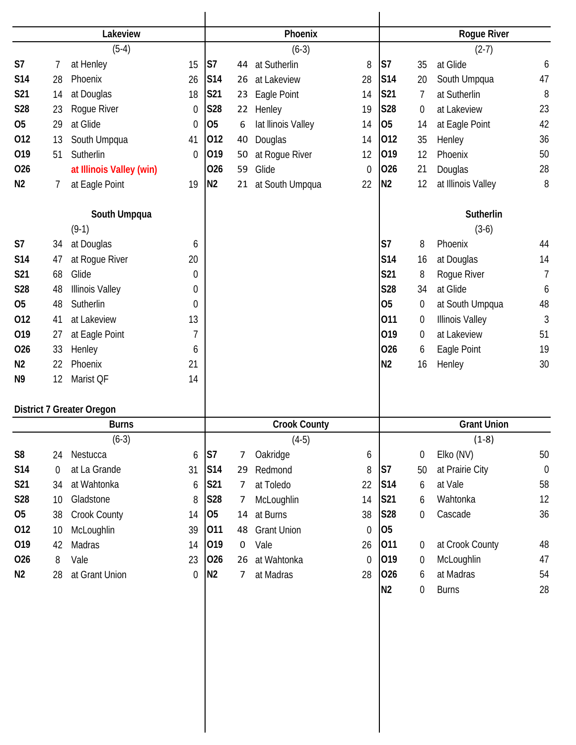## Lakeview

(5-4)

| Date | Score | Opponent | Opp |
|---|---|---|---|
| S7 | 7 | at Henley | 15 |
| S14 | 28 | Phoenix | 26 |
| S21 | 14 | at Douglas | 18 |
| S28 | 23 | Rogue River | 0 |
| O5 | 29 | at Glide | 0 |
| O12 | 13 | South Umpqua | 41 |
| O19 | 51 | Sutherlin | 0 |
| O26 | | at Illinois Valley (win) | |
| N2 | 7 | at Eagle Point | 19 |

## Phoenix

(6-3)

| Date | Score | Opponent | Opp |
|---|---|---|---|
| S7 | 44 | at Sutherlin | 8 |
| S14 | 26 | at Lakeview | 28 |
| S21 | 23 | Eagle Point | 14 |
| S28 | 22 | Henley | 19 |
| O5 | 6 | Iat llinois Valley | 14 |
| O12 | 40 | Douglas | 14 |
| O19 | 50 | at Rogue River | 12 |
| O26 | 59 | Glide | 0 |
| N2 | 21 | at South Umpqua | 22 |

## Rogue River

(2-7)

| Date | Score | Opponent | Opp |
|---|---|---|---|
| S7 | 35 | at Glide | 6 |
| S14 | 20 | South Umpqua | 47 |
| S21 | 7 | at Sutherlin | 8 |
| S28 | 0 | at Lakeview | 23 |
| O5 | 14 | at Eagle Point | 42 |
| O12 | 35 | Henley | 36 |
| O19 | 12 | Phoenix | 50 |
| O26 | 21 | Douglas | 28 |
| N2 | 12 | at Illinois Valley | 8 |

## South Umpqua

(9-1)

| Date | Score | Opponent | Opp |
|---|---|---|---|
| S7 | 34 | at Douglas | 6 |
| S14 | 47 | at Rogue River | 20 |
| S21 | 68 | Glide | 0 |
| S28 | 48 | Illinois Valley | 0 |
| O5 | 48 | Sutherlin | 0 |
| O12 | 41 | at Lakeview | 13 |
| O19 | 27 | at Eagle Point | 7 |
| O26 | 33 | Henley | 6 |
| N2 | 22 | Phoenix | 21 |
| N9 | 12 | Marist QF | 14 |

## Sutherlin

(3-6)

| Date | Score | Opponent | Opp |
|---|---|---|---|
| S7 | 8 | Phoenix | 44 |
| S14 | 16 | at Douglas | 14 |
| S21 | 8 | Rogue River | 7 |
| S28 | 34 | at Glide | 6 |
| O5 | 0 | at South Umpqua | 48 |
| O11 | 0 | Illinois Valley | 3 |
| O19 | 0 | at Lakeview | 51 |
| O26 | 6 | Eagle Point | 19 |
| N2 | 16 | Henley | 30 |

# District 7 Greater Oregon

## Burns

(6-3)

| Date | Score | Opponent | Opp |
|---|---|---|---|
| S8 | 24 | Nestucca | 6 |
| S14 | 0 | at La Grande | 31 |
| S21 | 34 | at Wahtonka | 6 |
| S28 | 10 | Gladstone | 8 |
| O5 | 38 | Crook County | 14 |
| O12 | 10 | McLoughlin | 39 |
| O19 | 42 | Madras | 14 |
| O26 | 8 | Vale | 23 |
| N2 | 28 | at Grant Union | 0 |

## Crook County

(4-5)

| Date | Score | Opponent | Opp |
|---|---|---|---|
| S7 | 7 | Oakridge | 6 |
| S14 | 29 | Redmond | 8 |
| S21 | 7 | at Toledo | 22 |
| S28 | 7 | McLoughlin | 14 |
| O5 | 14 | at Burns | 38 |
| O11 | 48 | Grant Union | 0 |
| O19 | 0 | Vale | 26 |
| O26 | 26 | at Wahtonka | 0 |
| N2 | 7 | at Madras | 28 |

## Grant Union

(1-8)

| Date | Score | Opponent | Opp |
|---|---|---|---|
| | 0 | Elko (NV) | 50 |
| S7 | 50 | at Prairie City | 0 |
| S14 | 6 | at Vale | 58 |
| S21 | 6 | Wahtonka | 12 |
| S28 | 0 | Cascade | 36 |
| O5 | | | |
| O11 | 0 | at Crook County | 48 |
| O19 | 0 | McLoughlin | 47 |
| O26 | 6 | at Madras | 54 |
| N2 | 0 | Burns | 28 |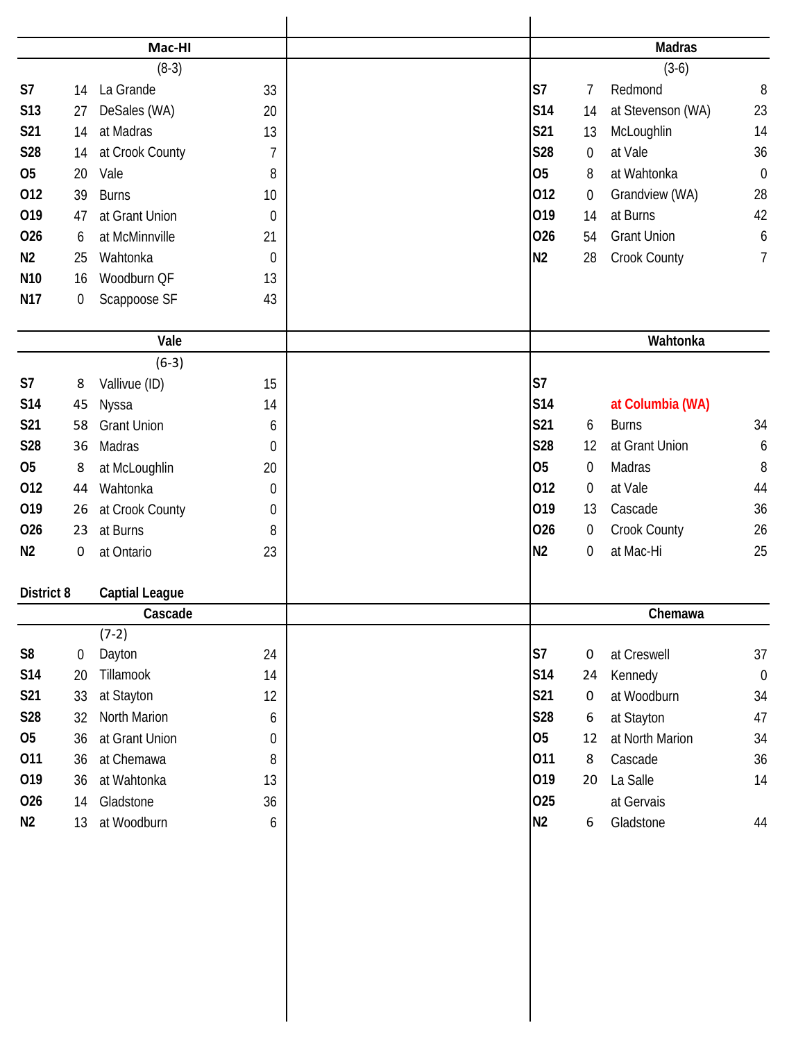## Mac-HI

(8-3)

| Date | Score | Opponent | Score |
|---|---|---|---|
| S7 | 14 | La Grande | 33 |
| S13 | 27 | DeSales (WA) | 20 |
| S21 | 14 | at Madras | 13 |
| S28 | 14 | at Crook County | 7 |
| O5 | 20 | Vale | 8 |
| O12 | 39 | Burns | 10 |
| O19 | 47 | at Grant Union | 0 |
| O26 | 6 | at McMinnville | 21 |
| N2 | 25 | Wahtonka | 0 |
| N10 | 16 | Woodburn QF | 13 |
| N17 | 0 | Scappoose SF | 43 |

## Madras

(3-6)

| Date | Score | Opponent | Score |
|---|---|---|---|
| S7 | 7 | Redmond | 8 |
| S14 | 14 | at Stevenson (WA) | 23 |
| S21 | 13 | McLoughlin | 14 |
| S28 | 0 | at Vale | 36 |
| O5 | 8 | at Wahtonka | 0 |
| O12 | 0 | Grandview (WA) | 28 |
| O19 | 14 | at Burns | 42 |
| O26 | 54 | Grant Union | 6 |
| N2 | 28 | Crook County | 7 |

## Vale

(6-3)

| Date | Score | Opponent | Score |
|---|---|---|---|
| S7 | 8 | Vallivue (ID) | 15 |
| S14 | 45 | Nyssa | 14 |
| S21 | 58 | Grant Union | 6 |
| S28 | 36 | Madras | 0 |
| O5 | 8 | at McLoughlin | 20 |
| O12 | 44 | Wahtonka | 0 |
| O19 | 26 | at Crook County | 0 |
| O26 | 23 | at Burns | 8 |
| N2 | 0 | at Ontario | 23 |

## Wahtonka

| Date | Score | Opponent | Score |
|---|---|---|---|
| S7 | | | |
| S14 | | at Columbia (WA) | |
| S21 | 6 | Burns | 34 |
| S28 | 12 | at Grant Union | 6 |
| O5 | 0 | Madras | 8 |
| O12 | 0 | at Vale | 44 |
| O19 | 13 | Cascade | 36 |
| O26 | 0 | Crook County | 26 |
| N2 | 0 | at Mac-Hi | 25 |

**District 8 Captial League**

## Cascade

(7-2)

| Date | Score | Opponent | Score |
|---|---|---|---|
| S8 | 0 | Dayton | 24 |
| S14 | 20 | Tillamook | 14 |
| S21 | 33 | at Stayton | 12 |
| S28 | 32 | North Marion | 6 |
| O5 | 36 | at Grant Union | 0 |
| O11 | 36 | at Chemawa | 8 |
| O19 | 36 | at Wahtonka | 13 |
| O26 | 14 | Gladstone | 36 |
| N2 | 13 | at Woodburn | 6 |

## Chemawa

| Date | Score | Opponent | Score |
|---|---|---|---|
| S7 | 0 | at Creswell | 37 |
| S14 | 24 | Kennedy | 0 |
| S21 | 0 | at Woodburn | 34 |
| S28 | 6 | at Stayton | 47 |
| O5 | 12 | at North Marion | 34 |
| O11 | 8 | Cascade | 36 |
| O19 | 20 | La Salle | 14 |
| O25 | | at Gervais | |
| N2 | 6 | Gladstone | 44 |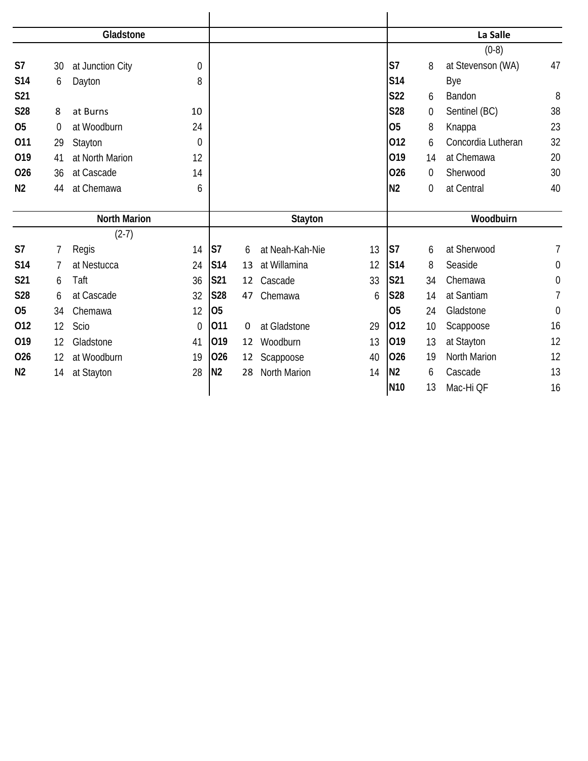## Gladstone

| | | | |
|---|---|---|---|
| S7 | 30 | at Junction City | 0 |
| S14 | 6 | Dayton | 8 |
| S21 | | | |
| S28 | 8 | at Burns | 10 |
| O5 | 0 | at Woodburn | 24 |
| O11 | 29 | Stayton | 0 |
| O19 | 41 | at North Marion | 12 |
| O26 | 36 | at Cascade | 14 |
| N2 | 44 | at Chemawa | 6 |

## La Salle

(0-8)

| | | | |
|---|---|---|---|
| S7 | 8 | at Stevenson (WA) | 47 |
| S14 | | Bye | |
| S22 | 6 | Bandon | 8 |
| S28 | 0 | Sentinel (BC) | 38 |
| O5 | 8 | Knappa | 23 |
| O12 | 6 | Concordia Lutheran | 32 |
| O19 | 14 | at Chemawa | 20 |
| O26 | 0 | Sherwood | 30 |
| N2 | 0 | at Central | 40 |

## North Marion

(2-7)

| | | | |
|---|---|---|---|
| S7 | 7 | Regis | 14 |
| S14 | 7 | at Nestucca | 24 |
| S21 | 6 | Taft | 36 |
| S28 | 6 | at Cascade | 32 |
| O5 | 34 | Chemawa | 12 |
| O12 | 12 | Scio | 0 |
| O19 | 12 | Gladstone | 41 |
| O26 | 12 | at Woodburn | 19 |
| N2 | 14 | at Stayton | 28 |

## Stayton

| | | | |
|---|---|---|---|
| S7 | 6 | at Neah-Kah-Nie | 13 |
| S14 | 13 | at Willamina | 12 |
| S21 | 12 | Cascade | 33 |
| S28 | 47 | Chemawa | 6 |
| O5 | | | |
| O11 | 0 | at Gladstone | 29 |
| O19 | 12 | Woodburn | 13 |
| O26 | 12 | Scappoose | 40 |
| N2 | 28 | North Marion | 14 |

## Woodbuirn

| | | | |
|---|---|---|---|
| S7 | 6 | at Sherwood | 7 |
| S14 | 8 | Seaside | 0 |
| S21 | 34 | Chemawa | 0 |
| S28 | 14 | at Santiam | 7 |
| O5 | 24 | Gladstone | 0 |
| O12 | 10 | Scappoose | 16 |
| O19 | 13 | at Stayton | 12 |
| O26 | 19 | North Marion | 12 |
| N2 | 6 | Cascade | 13 |
| N10 | 13 | Mac-Hi QF | 16 |